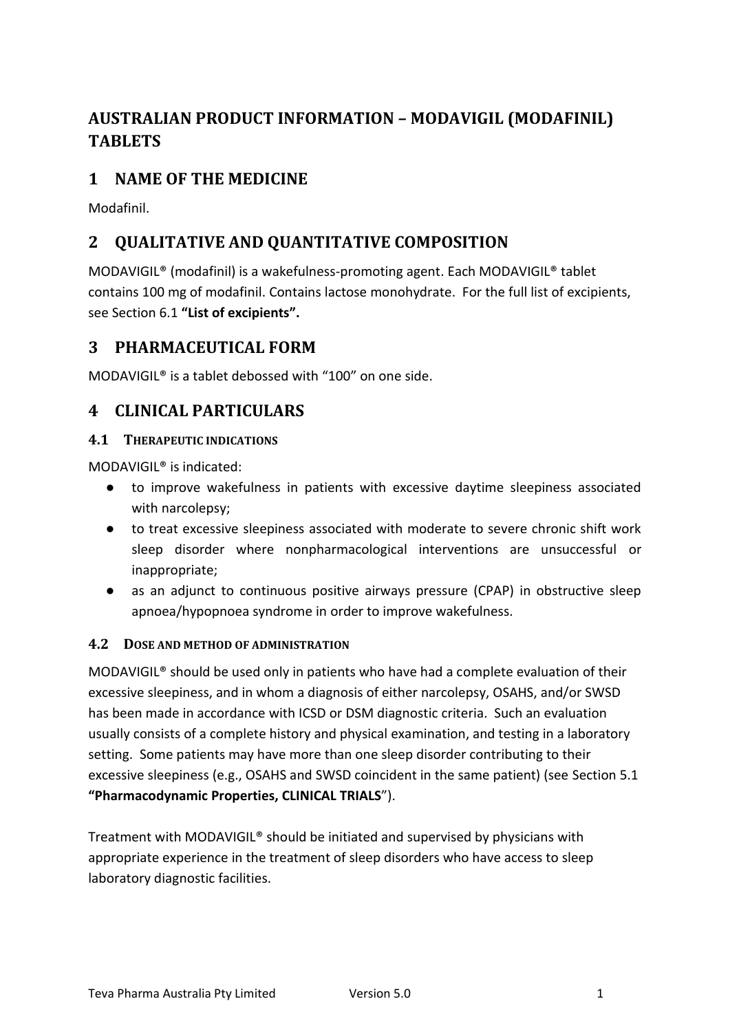# AUSTRALIAN PRODUCT INFORMATION – MODAVIGIL (MODAFINIL) TABLETS

## 1 NAME OF THE MEDICINE

Modafinil.

## 2 QUALITATIVE AND QUANTITATIVE COMPOSITION

MODAVIGIL® (modafinil) is a wakefulness-promoting agent. Each MODAVIGIL® tablet contains 100 mg of modafinil. Contains lactose monohydrate. For the full list of excipients, see Section 6.1 **"List of excipients".**

## 3 PHARMACEUTICAL FORM

MODAVIGIL® is a tablet debossed with "100" on one side.

## 4 CLINICAL PARTICULARS

### 4.1 THERAPEUTIC INDICATIONS

MODAVIGIL® is indicated:

- to improve wakefulness in patients with excessive daytime sleepiness associated with narcolepsy;
- to treat excessive sleepiness associated with moderate to severe chronic shift work sleep disorder where nonpharmacological interventions are unsuccessful or inappropriate;
- as an adjunct to continuous positive airways pressure (CPAP) in obstructive sleep apnoea/hypopnoea syndrome in order to improve wakefulness.

### 4.2 DOSE AND METHOD OF ADMINISTRATION

MODAVIGIL® should be used only in patients who have had a complete evaluation of their excessive sleepiness, and in whom a diagnosis of either narcolepsy, OSAHS, and/or SWSD has been made in accordance with ICSD or DSM diagnostic criteria. Such an evaluation usually consists of a complete history and physical examination, and testing in a laboratory setting. Some patients may have more than one sleep disorder contributing to their excessive sleepiness (e.g., OSAHS and SWSD coincident in the same patient) (see Section 5.1 **"Pharmacodynamic Properties, CLINICAL TRIALS**").

Treatment with MODAVIGIL® should be initiated and supervised by physicians with appropriate experience in the treatment of sleep disorders who have access to sleep laboratory diagnostic facilities.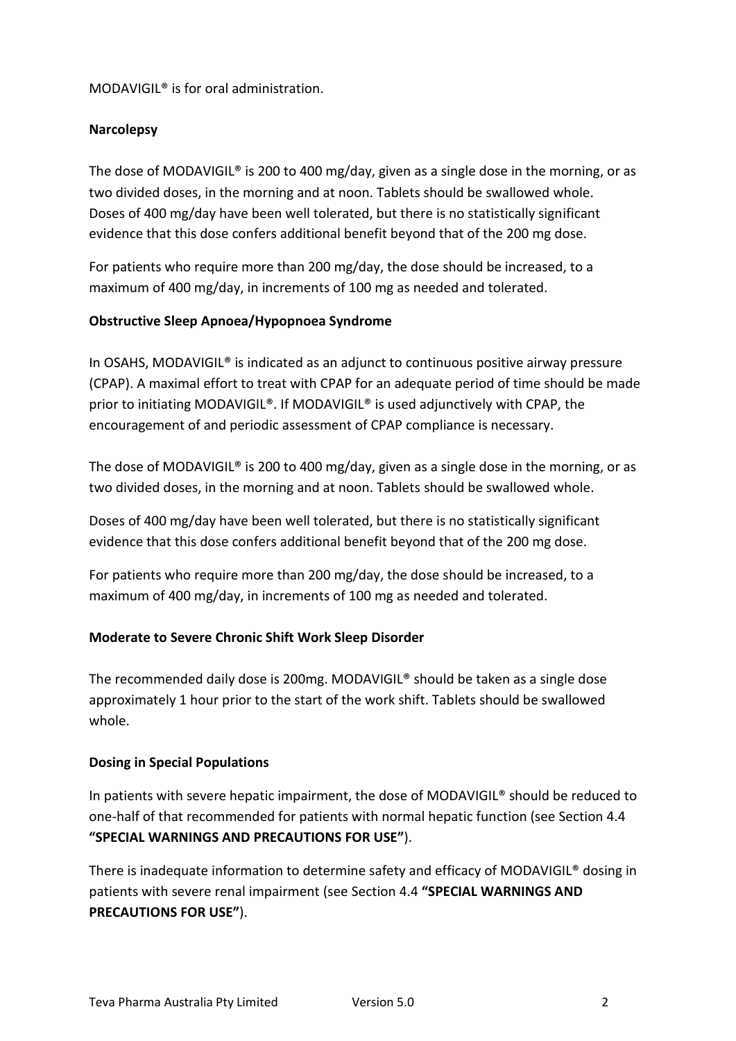MODAVIGIL® is for oral administration.

**Narcolepsy**

The dose of MODAVIGIL® is 200 to 400 mg/day, given as a single dose in the morning, or as two divided doses, in the morning and at noon. Tablets should be swallowed whole. Doses of 400 mg/day have been well tolerated, but there is no statistically significant evidence that this dose confers additional benefit beyond that of the 200 mg dose.

For patients who require more than 200 mg/day, the dose should be increased, to a maximum of 400 mg/day, in increments of 100 mg as needed and tolerated.

**Obstructive Sleep Apnoea/Hypopnoea Syndrome**

In OSAHS, MODAVIGIL® is indicated as an adjunct to continuous positive airway pressure (CPAP). A maximal effort to treat with CPAP for an adequate period of time should be made prior to initiating MODAVIGIL®. If MODAVIGIL® is used adjunctively with CPAP, the encouragement of and periodic assessment of CPAP compliance is necessary.

The dose of MODAVIGIL® is 200 to 400 mg/day, given as a single dose in the morning, or as two divided doses, in the morning and at noon. Tablets should be swallowed whole.

Doses of 400 mg/day have been well tolerated, but there is no statistically significant evidence that this dose confers additional benefit beyond that of the 200 mg dose.

For patients who require more than 200 mg/day, the dose should be increased, to a maximum of 400 mg/day, in increments of 100 mg as needed and tolerated.

**Moderate to Severe Chronic Shift Work Sleep Disorder**

The recommended daily dose is 200mg. MODAVIGIL® should be taken as a single dose approximately 1 hour prior to the start of the work shift. Tablets should be swallowed whole.

**Dosing in Special Populations**

In patients with severe hepatic impairment, the dose of MODAVIGIL® should be reduced to one-half of that recommended for patients with normal hepatic function (see Section 4.4 **"SPECIAL WARNINGS AND PRECAUTIONS FOR USE"**).

There is inadequate information to determine safety and efficacy of MODAVIGIL® dosing in patients with severe renal impairment (see Section 4.4 **"SPECIAL WARNINGS AND PRECAUTIONS FOR USE"**).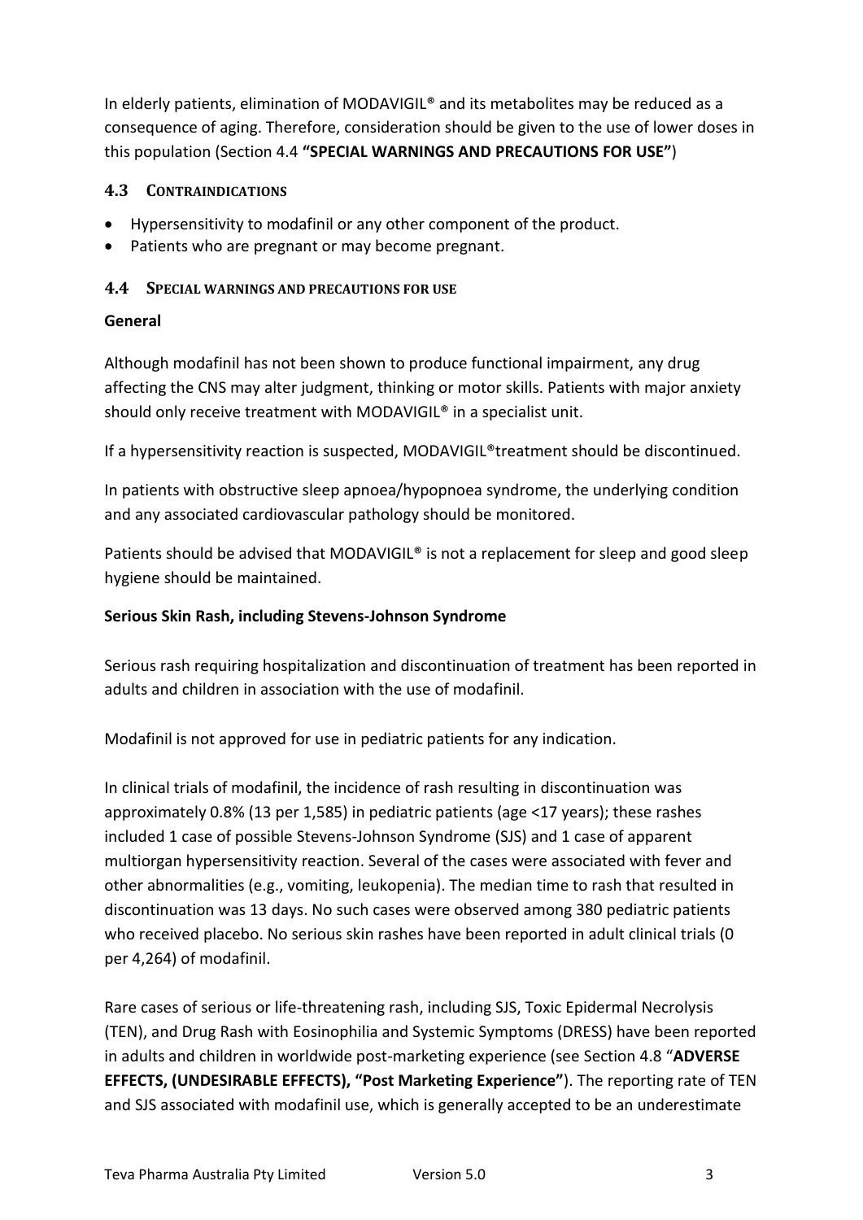In elderly patients, elimination of MODAVIGIL® and its metabolites may be reduced as a consequence of aging. Therefore, consideration should be given to the use of lower doses in this population (Section 4.4 **"SPECIAL WARNINGS AND PRECAUTIONS FOR USE"**)

### 4.3 CONTRAINDICATIONS

- Hypersensitivity to modafinil or any other component of the product.
- Patients who are pregnant or may become pregnant.

### 4.4 SPECIAL WARNINGS AND PRECAUTIONS FOR USE

**General**

Although modafinil has not been shown to produce functional impairment, any drug affecting the CNS may alter judgment, thinking or motor skills. Patients with major anxiety should only receive treatment with MODAVIGIL® in a specialist unit.

If a hypersensitivity reaction is suspected, MODAVIGIL®treatment should be discontinued.

In patients with obstructive sleep apnoea/hypopnoea syndrome, the underlying condition and any associated cardiovascular pathology should be monitored.

Patients should be advised that MODAVIGIL® is not a replacement for sleep and good sleep hygiene should be maintained.

**Serious Skin Rash, including Stevens-Johnson Syndrome**

Serious rash requiring hospitalization and discontinuation of treatment has been reported in adults and children in association with the use of modafinil.

Modafinil is not approved for use in pediatric patients for any indication.

In clinical trials of modafinil, the incidence of rash resulting in discontinuation was approximately 0.8% (13 per 1,585) in pediatric patients (age <17 years); these rashes included 1 case of possible Stevens-Johnson Syndrome (SJS) and 1 case of apparent multiorgan hypersensitivity reaction. Several of the cases were associated with fever and other abnormalities (e.g., vomiting, leukopenia). The median time to rash that resulted in discontinuation was 13 days. No such cases were observed among 380 pediatric patients who received placebo. No serious skin rashes have been reported in adult clinical trials (0 per 4,264) of modafinil.

Rare cases of serious or life-threatening rash, including SJS, Toxic Epidermal Necrolysis (TEN), and Drug Rash with Eosinophilia and Systemic Symptoms (DRESS) have been reported in adults and children in worldwide post-marketing experience (see Section 4.8 "**ADVERSE EFFECTS, (UNDESIRABLE EFFECTS), "Post Marketing Experience"**). The reporting rate of TEN and SJS associated with modafinil use, which is generally accepted to be an underestimate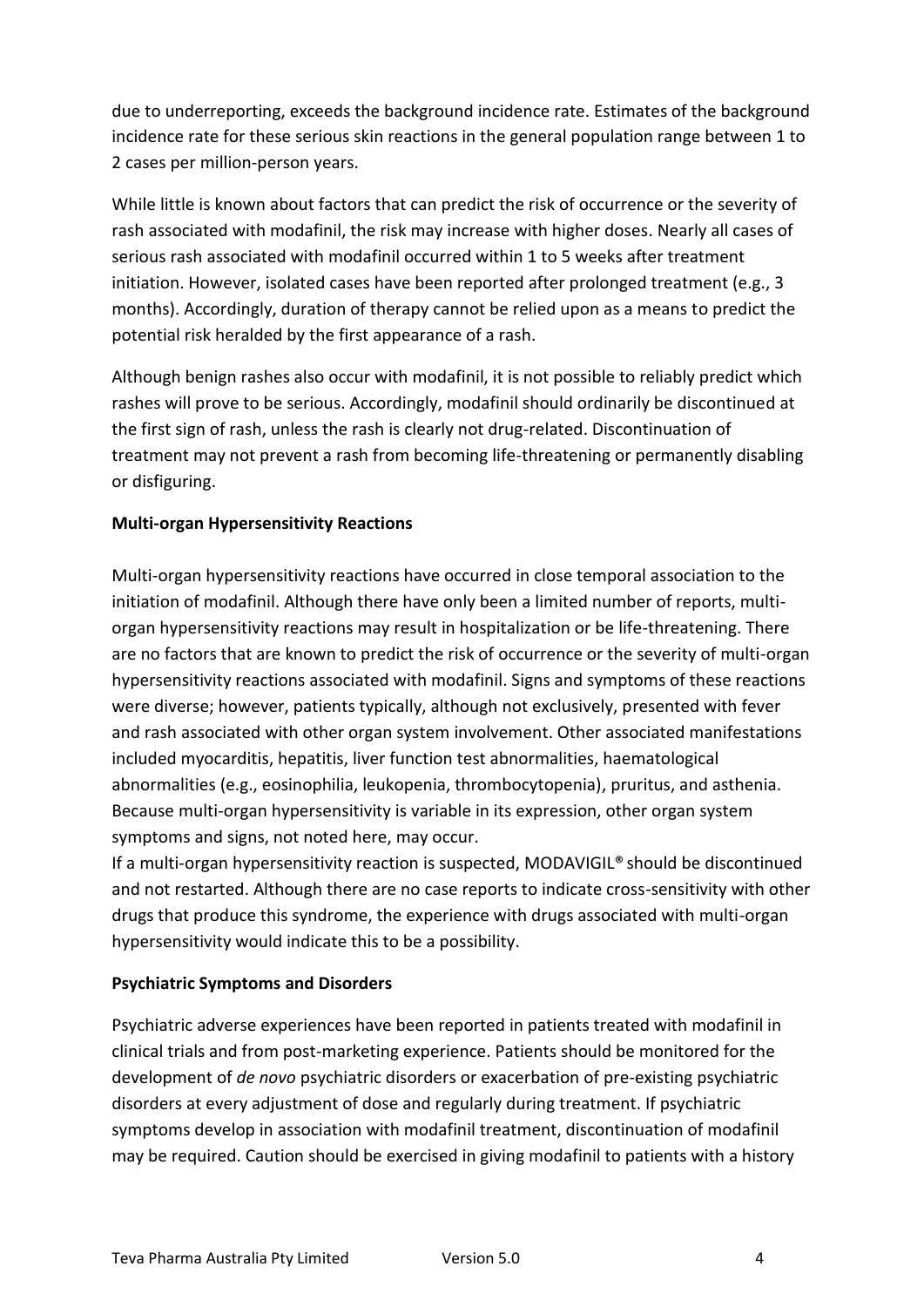due to underreporting, exceeds the background incidence rate. Estimates of the background incidence rate for these serious skin reactions in the general population range between 1 to 2 cases per million-person years.

While little is known about factors that can predict the risk of occurrence or the severity of rash associated with modafinil, the risk may increase with higher doses. Nearly all cases of serious rash associated with modafinil occurred within 1 to 5 weeks after treatment initiation. However, isolated cases have been reported after prolonged treatment (e.g., 3 months). Accordingly, duration of therapy cannot be relied upon as a means to predict the potential risk heralded by the first appearance of a rash.

Although benign rashes also occur with modafinil, it is not possible to reliably predict which rashes will prove to be serious. Accordingly, modafinil should ordinarily be discontinued at the first sign of rash, unless the rash is clearly not drug-related. Discontinuation of treatment may not prevent a rash from becoming life-threatening or permanently disabling or disfiguring.

**Multi-organ Hypersensitivity Reactions**

Multi-organ hypersensitivity reactions have occurred in close temporal association to the initiation of modafinil. Although there have only been a limited number of reports, multi-organ hypersensitivity reactions may result in hospitalization or be life-threatening. There are no factors that are known to predict the risk of occurrence or the severity of multi-organ hypersensitivity reactions associated with modafinil. Signs and symptoms of these reactions were diverse; however, patients typically, although not exclusively, presented with fever and rash associated with other organ system involvement. Other associated manifestations included myocarditis, hepatitis, liver function test abnormalities, haematological abnormalities (e.g., eosinophilia, leukopenia, thrombocytopenia), pruritus, and asthenia. Because multi-organ hypersensitivity is variable in its expression, other organ system symptoms and signs, not noted here, may occur.

If a multi-organ hypersensitivity reaction is suspected, MODAVIGIL® should be discontinued and not restarted. Although there are no case reports to indicate cross-sensitivity with other drugs that produce this syndrome, the experience with drugs associated with multi-organ hypersensitivity would indicate this to be a possibility.

**Psychiatric Symptoms and Disorders**

Psychiatric adverse experiences have been reported in patients treated with modafinil in clinical trials and from post-marketing experience. Patients should be monitored for the development of *de novo* psychiatric disorders or exacerbation of pre-existing psychiatric disorders at every adjustment of dose and regularly during treatment. If psychiatric symptoms develop in association with modafinil treatment, discontinuation of modafinil may be required. Caution should be exercised in giving modafinil to patients with a history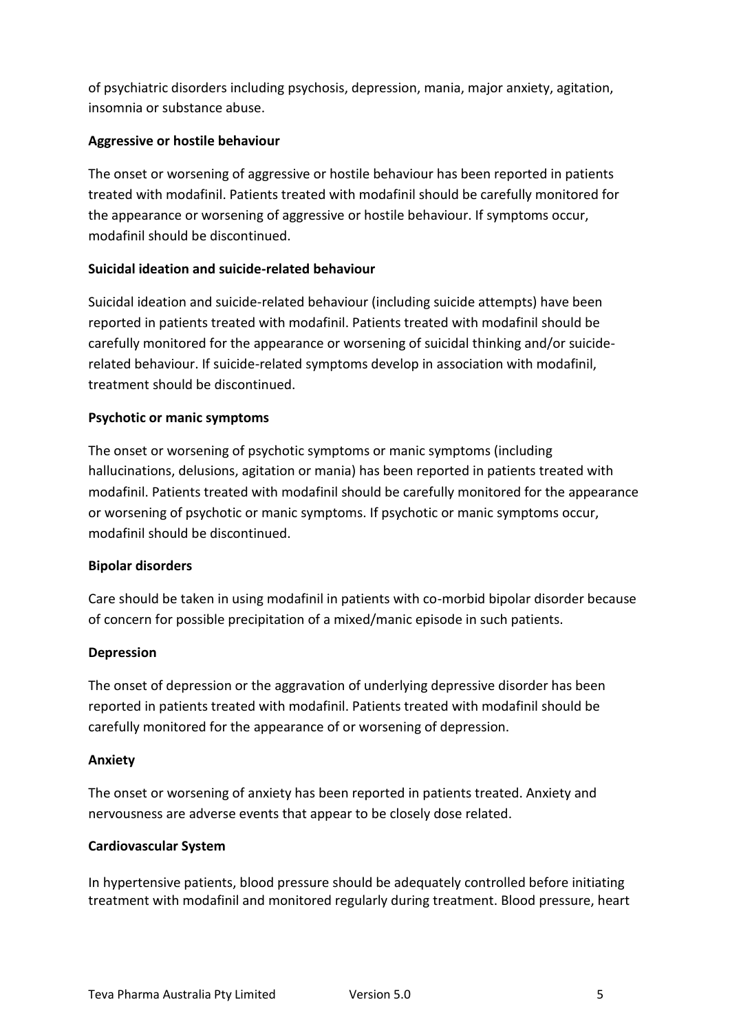of psychiatric disorders including psychosis, depression, mania, major anxiety, agitation, insomnia or substance abuse.

**Aggressive or hostile behaviour**

The onset or worsening of aggressive or hostile behaviour has been reported in patients treated with modafinil. Patients treated with modafinil should be carefully monitored for the appearance or worsening of aggressive or hostile behaviour. If symptoms occur, modafinil should be discontinued.

**Suicidal ideation and suicide-related behaviour**

Suicidal ideation and suicide-related behaviour (including suicide attempts) have been reported in patients treated with modafinil. Patients treated with modafinil should be carefully monitored for the appearance or worsening of suicidal thinking and/or suicide-related behaviour. If suicide-related symptoms develop in association with modafinil, treatment should be discontinued.

**Psychotic or manic symptoms**

The onset or worsening of psychotic symptoms or manic symptoms (including hallucinations, delusions, agitation or mania) has been reported in patients treated with modafinil. Patients treated with modafinil should be carefully monitored for the appearance or worsening of psychotic or manic symptoms. If psychotic or manic symptoms occur, modafinil should be discontinued.

**Bipolar disorders**

Care should be taken in using modafinil in patients with co-morbid bipolar disorder because of concern for possible precipitation of a mixed/manic episode in such patients.

**Depression**

The onset of depression or the aggravation of underlying depressive disorder has been reported in patients treated with modafinil. Patients treated with modafinil should be carefully monitored for the appearance of or worsening of depression.

**Anxiety**

The onset or worsening of anxiety has been reported in patients treated. Anxiety and nervousness are adverse events that appear to be closely dose related.

**Cardiovascular System**

In hypertensive patients, blood pressure should be adequately controlled before initiating treatment with modafinil and monitored regularly during treatment. Blood pressure, heart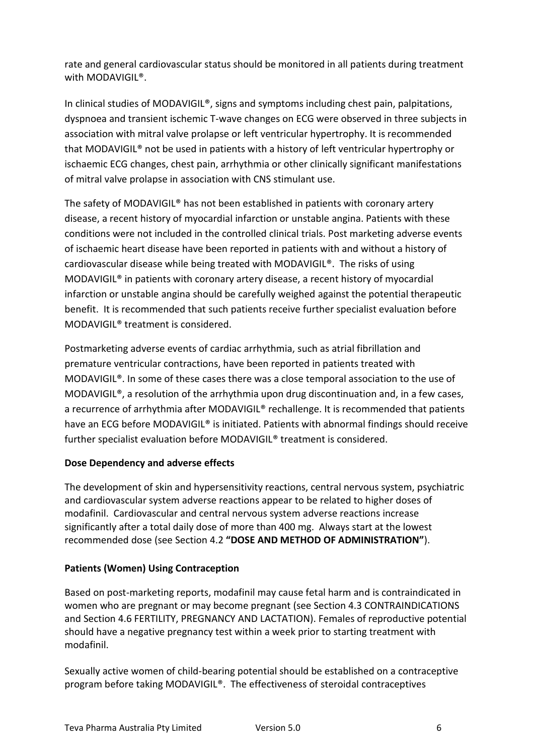rate and general cardiovascular status should be monitored in all patients during treatment with MODAVIGIL®.

In clinical studies of MODAVIGIL®, signs and symptoms including chest pain, palpitations, dyspnoea and transient ischemic T-wave changes on ECG were observed in three subjects in association with mitral valve prolapse or left ventricular hypertrophy. It is recommended that MODAVIGIL® not be used in patients with a history of left ventricular hypertrophy or ischaemic ECG changes, chest pain, arrhythmia or other clinically significant manifestations of mitral valve prolapse in association with CNS stimulant use.

The safety of MODAVIGIL® has not been established in patients with coronary artery disease, a recent history of myocardial infarction or unstable angina. Patients with these conditions were not included in the controlled clinical trials. Post marketing adverse events of ischaemic heart disease have been reported in patients with and without a history of cardiovascular disease while being treated with MODAVIGIL®. The risks of using MODAVIGIL® in patients with coronary artery disease, a recent history of myocardial infarction or unstable angina should be carefully weighed against the potential therapeutic benefit. It is recommended that such patients receive further specialist evaluation before MODAVIGIL® treatment is considered.

Postmarketing adverse events of cardiac arrhythmia, such as atrial fibrillation and premature ventricular contractions, have been reported in patients treated with MODAVIGIL®. In some of these cases there was a close temporal association to the use of MODAVIGIL®, a resolution of the arrhythmia upon drug discontinuation and, in a few cases, a recurrence of arrhythmia after MODAVIGIL® rechallenge. It is recommended that patients have an ECG before MODAVIGIL® is initiated. Patients with abnormal findings should receive further specialist evaluation before MODAVIGIL® treatment is considered.

**Dose Dependency and adverse effects**

The development of skin and hypersensitivity reactions, central nervous system, psychiatric and cardiovascular system adverse reactions appear to be related to higher doses of modafinil. Cardiovascular and central nervous system adverse reactions increase significantly after a total daily dose of more than 400 mg. Always start at the lowest recommended dose (see Section 4.2 **"DOSE AND METHOD OF ADMINISTRATION"**).

**Patients (Women) Using Contraception**

Based on post-marketing reports, modafinil may cause fetal harm and is contraindicated in women who are pregnant or may become pregnant (see Section 4.3 CONTRAINDICATIONS and Section 4.6 FERTILITY, PREGNANCY AND LACTATION). Females of reproductive potential should have a negative pregnancy test within a week prior to starting treatment with modafinil.

Sexually active women of child-bearing potential should be established on a contraceptive program before taking MODAVIGIL®. The effectiveness of steroidal contraceptives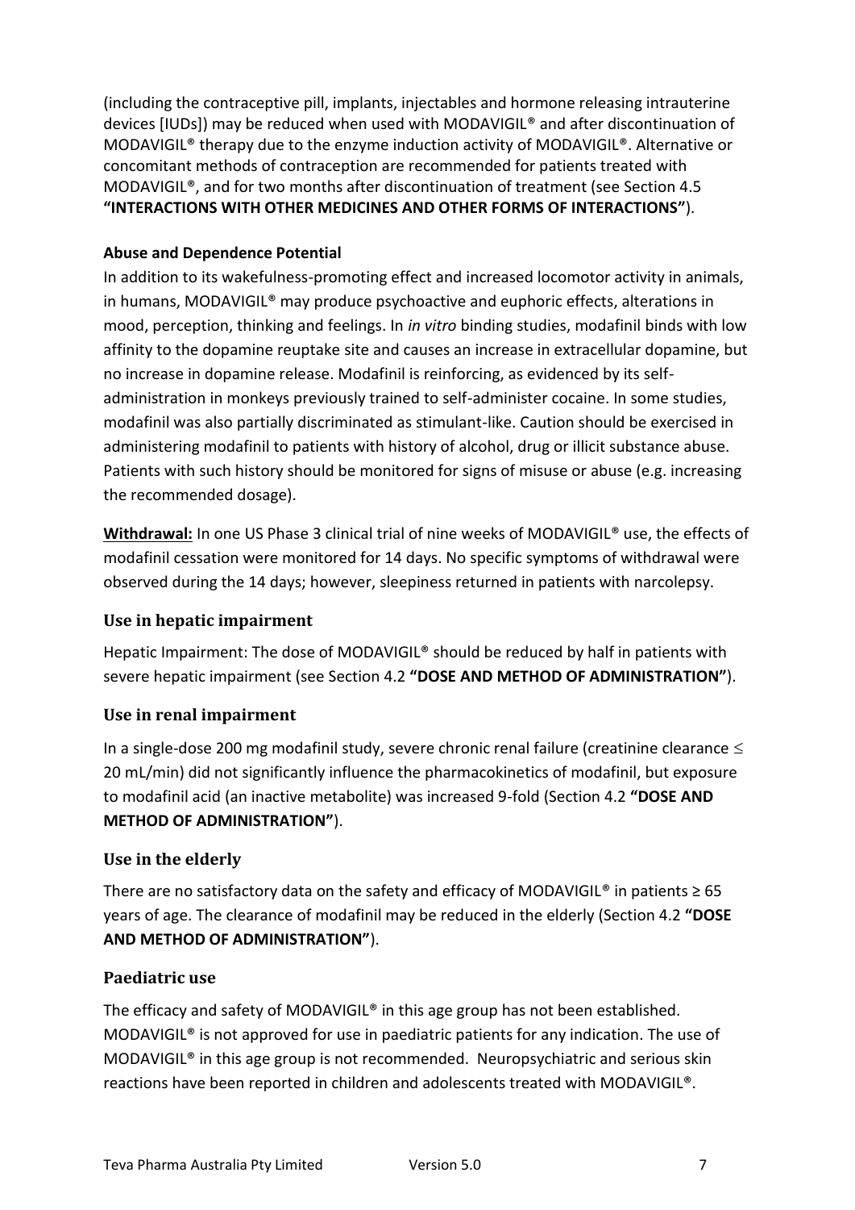(including the contraceptive pill, implants, injectables and hormone releasing intrauterine devices [IUDs]) may be reduced when used with MODAVIGIL® and after discontinuation of MODAVIGIL® therapy due to the enzyme induction activity of MODAVIGIL®. Alternative or concomitant methods of contraception are recommended for patients treated with MODAVIGIL®, and for two months after discontinuation of treatment (see Section 4.5 **"INTERACTIONS WITH OTHER MEDICINES AND OTHER FORMS OF INTERACTIONS"**).

**Abuse and Dependence Potential**

In addition to its wakefulness-promoting effect and increased locomotor activity in animals, in humans, MODAVIGIL® may produce psychoactive and euphoric effects, alterations in mood, perception, thinking and feelings. In *in vitro* binding studies, modafinil binds with low affinity to the dopamine reuptake site and causes an increase in extracellular dopamine, but no increase in dopamine release. Modafinil is reinforcing, as evidenced by its self-administration in monkeys previously trained to self-administer cocaine. In some studies, modafinil was also partially discriminated as stimulant-like. Caution should be exercised in administering modafinil to patients with history of alcohol, drug or illicit substance abuse. Patients with such history should be monitored for signs of misuse or abuse (e.g. increasing the recommended dosage).

**Withdrawal:** In one US Phase 3 clinical trial of nine weeks of MODAVIGIL® use, the effects of modafinil cessation were monitored for 14 days. No specific symptoms of withdrawal were observed during the 14 days; however, sleepiness returned in patients with narcolepsy.

### Use in hepatic impairment

Hepatic Impairment: The dose of MODAVIGIL® should be reduced by half in patients with severe hepatic impairment (see Section 4.2 **"DOSE AND METHOD OF ADMINISTRATION"**).

### Use in renal impairment

In a single-dose 200 mg modafinil study, severe chronic renal failure (creatinine clearance $\leq$ 20 mL/min) did not significantly influence the pharmacokinetics of modafinil, but exposure to modafinil acid (an inactive metabolite) was increased 9-fold (Section 4.2 **"DOSE AND METHOD OF ADMINISTRATION"**).

### Use in the elderly

There are no satisfactory data on the safety and efficacy of MODAVIGIL® in patients ≥ 65 years of age. The clearance of modafinil may be reduced in the elderly (Section 4.2 **"DOSE AND METHOD OF ADMINISTRATION"**).

### Paediatric use

The efficacy and safety of MODAVIGIL® in this age group has not been established. MODAVIGIL® is not approved for use in paediatric patients for any indication. The use of MODAVIGIL® in this age group is not recommended. Neuropsychiatric and serious skin reactions have been reported in children and adolescents treated with MODAVIGIL®.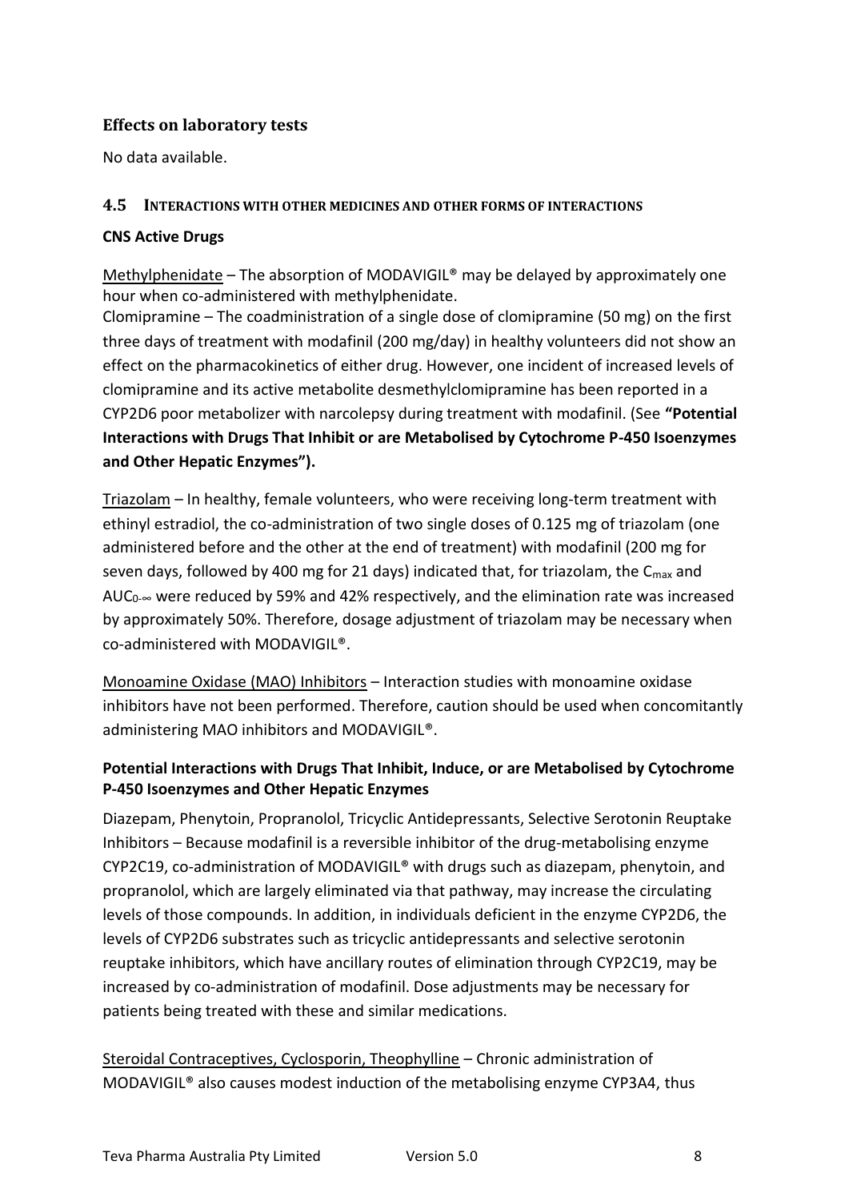### Effects on laboratory tests

No data available.

### 4.5 INTERACTIONS WITH OTHER MEDICINES AND OTHER FORMS OF INTERACTIONS

**CNS Active Drugs**

Methylphenidate – The absorption of MODAVIGIL® may be delayed by approximately one hour when co-administered with methylphenidate.

Clomipramine – The coadministration of a single dose of clomipramine (50 mg) on the first three days of treatment with modafinil (200 mg/day) in healthy volunteers did not show an effect on the pharmacokinetics of either drug. However, one incident of increased levels of clomipramine and its active metabolite desmethylclomipramine has been reported in a CYP2D6 poor metabolizer with narcolepsy during treatment with modafinil. (See **"Potential Interactions with Drugs That Inhibit or are Metabolised by Cytochrome P-450 Isoenzymes and Other Hepatic Enzymes").**

Triazolam – In healthy, female volunteers, who were receiving long-term treatment with ethinyl estradiol, the co-administration of two single doses of 0.125 mg of triazolam (one administered before and the other at the end of treatment) with modafinil (200 mg for seven days, followed by 400 mg for 21 days) indicated that, for triazolam, the $C_{max}$ and $AUC_{0-\infty}$ were reduced by 59% and 42% respectively, and the elimination rate was increased by approximately 50%. Therefore, dosage adjustment of triazolam may be necessary when co-administered with MODAVIGIL®.

Monoamine Oxidase (MAO) Inhibitors – Interaction studies with monoamine oxidase inhibitors have not been performed. Therefore, caution should be used when concomitantly administering MAO inhibitors and MODAVIGIL®.

**Potential Interactions with Drugs That Inhibit, Induce, or are Metabolised by Cytochrome P-450 Isoenzymes and Other Hepatic Enzymes**

Diazepam, Phenytoin, Propranolol, Tricyclic Antidepressants, Selective Serotonin Reuptake Inhibitors – Because modafinil is a reversible inhibitor of the drug-metabolising enzyme CYP2C19, co-administration of MODAVIGIL® with drugs such as diazepam, phenytoin, and propranolol, which are largely eliminated via that pathway, may increase the circulating levels of those compounds. In addition, in individuals deficient in the enzyme CYP2D6, the levels of CYP2D6 substrates such as tricyclic antidepressants and selective serotonin reuptake inhibitors, which have ancillary routes of elimination through CYP2C19, may be increased by co-administration of modafinil. Dose adjustments may be necessary for patients being treated with these and similar medications.

Steroidal Contraceptives, Cyclosporin, Theophylline – Chronic administration of MODAVIGIL® also causes modest induction of the metabolising enzyme CYP3A4, thus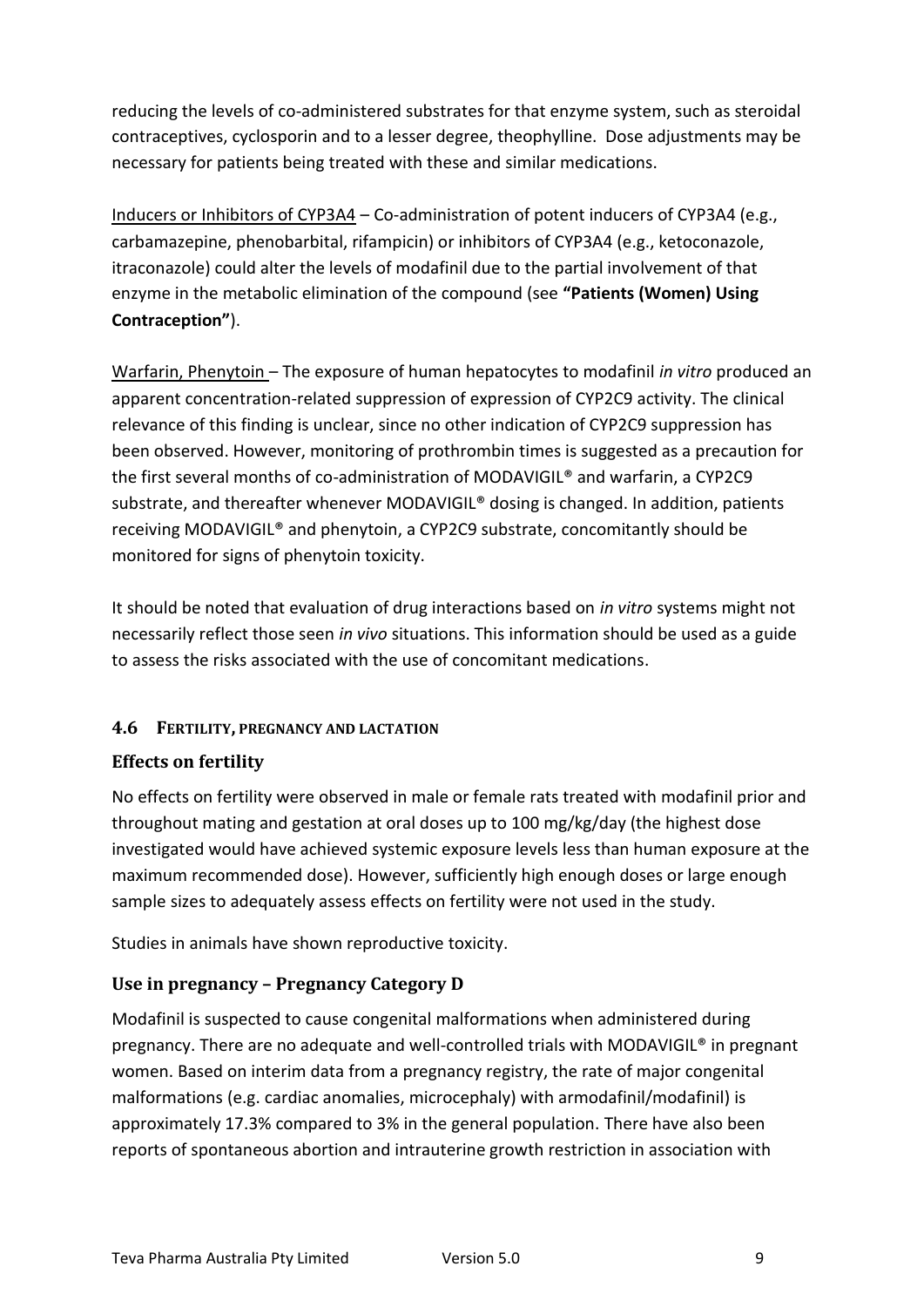reducing the levels of co-administered substrates for that enzyme system, such as steroidal contraceptives, cyclosporin and to a lesser degree, theophylline. Dose adjustments may be necessary for patients being treated with these and similar medications.

Inducers or Inhibitors of CYP3A4 – Co-administration of potent inducers of CYP3A4 (e.g., carbamazepine, phenobarbital, rifampicin) or inhibitors of CYP3A4 (e.g., ketoconazole, itraconazole) could alter the levels of modafinil due to the partial involvement of that enzyme in the metabolic elimination of the compound (see **"Patients (Women) Using Contraception"**).

Warfarin, Phenytoin – The exposure of human hepatocytes to modafinil *in vitro* produced an apparent concentration-related suppression of expression of CYP2C9 activity. The clinical relevance of this finding is unclear, since no other indication of CYP2C9 suppression has been observed. However, monitoring of prothrombin times is suggested as a precaution for the first several months of co-administration of MODAVIGIL® and warfarin, a CYP2C9 substrate, and thereafter whenever MODAVIGIL® dosing is changed. In addition, patients receiving MODAVIGIL® and phenytoin, a CYP2C9 substrate, concomitantly should be monitored for signs of phenytoin toxicity.

It should be noted that evaluation of drug interactions based on *in vitro* systems might not necessarily reflect those seen *in vivo* situations. This information should be used as a guide to assess the risks associated with the use of concomitant medications.

## 4.6 FERTILITY, PREGNANCY AND LACTATION

### Effects on fertility

No effects on fertility were observed in male or female rats treated with modafinil prior and throughout mating and gestation at oral doses up to 100 mg/kg/day (the highest dose investigated would have achieved systemic exposure levels less than human exposure at the maximum recommended dose). However, sufficiently high enough doses or large enough sample sizes to adequately assess effects on fertility were not used in the study.

Studies in animals have shown reproductive toxicity.

### Use in pregnancy – Pregnancy Category D

Modafinil is suspected to cause congenital malformations when administered during pregnancy. There are no adequate and well-controlled trials with MODAVIGIL® in pregnant women. Based on interim data from a pregnancy registry, the rate of major congenital malformations (e.g. cardiac anomalies, microcephaly) with armodafinil/modafinil) is approximately 17.3% compared to 3% in the general population. There have also been reports of spontaneous abortion and intrauterine growth restriction in association with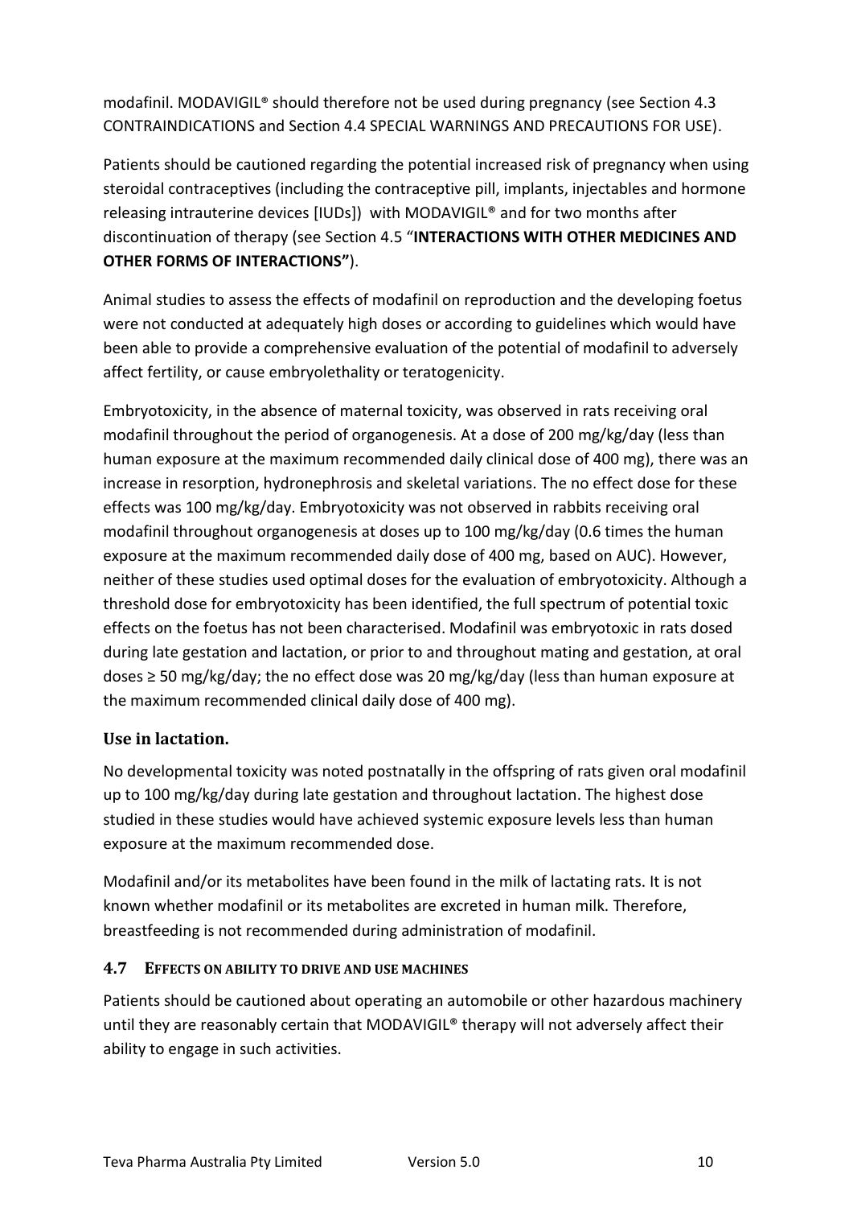modafinil. MODAVIGIL® should therefore not be used during pregnancy (see Section 4.3 CONTRAINDICATIONS and Section 4.4 SPECIAL WARNINGS AND PRECAUTIONS FOR USE).

Patients should be cautioned regarding the potential increased risk of pregnancy when using steroidal contraceptives (including the contraceptive pill, implants, injectables and hormone releasing intrauterine devices [IUDs]) with MODAVIGIL® and for two months after discontinuation of therapy (see Section 4.5 "**INTERACTIONS WITH OTHER MEDICINES AND OTHER FORMS OF INTERACTIONS"**).

Animal studies to assess the effects of modafinil on reproduction and the developing foetus were not conducted at adequately high doses or according to guidelines which would have been able to provide a comprehensive evaluation of the potential of modafinil to adversely affect fertility, or cause embryolethality or teratogenicity.

Embryotoxicity, in the absence of maternal toxicity, was observed in rats receiving oral modafinil throughout the period of organogenesis. At a dose of 200 mg/kg/day (less than human exposure at the maximum recommended daily clinical dose of 400 mg), there was an increase in resorption, hydronephrosis and skeletal variations. The no effect dose for these effects was 100 mg/kg/day. Embryotoxicity was not observed in rabbits receiving oral modafinil throughout organogenesis at doses up to 100 mg/kg/day (0.6 times the human exposure at the maximum recommended daily dose of 400 mg, based on AUC). However, neither of these studies used optimal doses for the evaluation of embryotoxicity. Although a threshold dose for embryotoxicity has been identified, the full spectrum of potential toxic effects on the foetus has not been characterised. Modafinil was embryotoxic in rats dosed during late gestation and lactation, or prior to and throughout mating and gestation, at oral doses ≥ 50 mg/kg/day; the no effect dose was 20 mg/kg/day (less than human exposure at the maximum recommended clinical daily dose of 400 mg).

### Use in lactation.

No developmental toxicity was noted postnatally in the offspring of rats given oral modafinil up to 100 mg/kg/day during late gestation and throughout lactation. The highest dose studied in these studies would have achieved systemic exposure levels less than human exposure at the maximum recommended dose.

Modafinil and/or its metabolites have been found in the milk of lactating rats. It is not known whether modafinil or its metabolites are excreted in human milk. Therefore, breastfeeding is not recommended during administration of modafinil.

## 4.7 EFFECTS ON ABILITY TO DRIVE AND USE MACHINES

Patients should be cautioned about operating an automobile or other hazardous machinery until they are reasonably certain that MODAVIGIL® therapy will not adversely affect their ability to engage in such activities.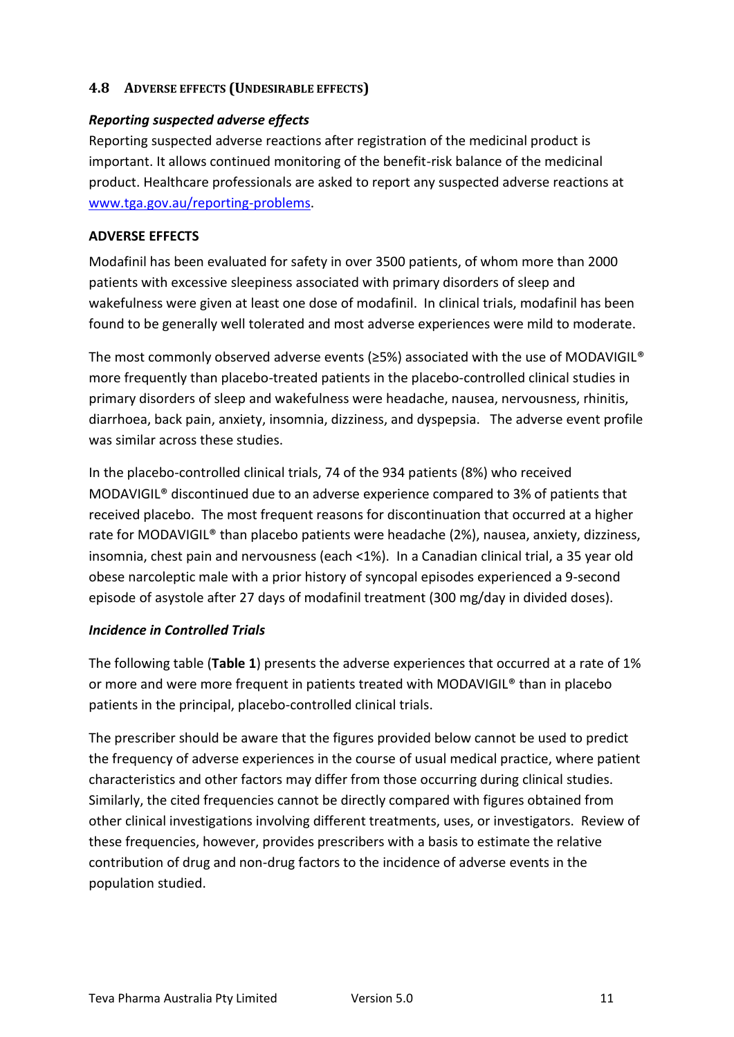## 4.8 ADVERSE EFFECTS (UNDESIRABLE EFFECTS)

***Reporting suspected adverse effects***

Reporting suspected adverse reactions after registration of the medicinal product is important. It allows continued monitoring of the benefit-risk balance of the medicinal product. Healthcare professionals are asked to report any suspected adverse reactions at www.tga.gov.au/reporting-problems.

**ADVERSE EFFECTS**

Modafinil has been evaluated for safety in over 3500 patients, of whom more than 2000 patients with excessive sleepiness associated with primary disorders of sleep and wakefulness were given at least one dose of modafinil. In clinical trials, modafinil has been found to be generally well tolerated and most adverse experiences were mild to moderate.

The most commonly observed adverse events (≥5%) associated with the use of MODAVIGIL® more frequently than placebo-treated patients in the placebo-controlled clinical studies in primary disorders of sleep and wakefulness were headache, nausea, nervousness, rhinitis, diarrhoea, back pain, anxiety, insomnia, dizziness, and dyspepsia. The adverse event profile was similar across these studies.

In the placebo-controlled clinical trials, 74 of the 934 patients (8%) who received MODAVIGIL® discontinued due to an adverse experience compared to 3% of patients that received placebo. The most frequent reasons for discontinuation that occurred at a higher rate for MODAVIGIL® than placebo patients were headache (2%), nausea, anxiety, dizziness, insomnia, chest pain and nervousness (each <1%). In a Canadian clinical trial, a 35 year old obese narcoleptic male with a prior history of syncopal episodes experienced a 9-second episode of asystole after 27 days of modafinil treatment (300 mg/day in divided doses).

***Incidence in Controlled Trials***

The following table (**Table 1**) presents the adverse experiences that occurred at a rate of 1% or more and were more frequent in patients treated with MODAVIGIL® than in placebo patients in the principal, placebo-controlled clinical trials.

The prescriber should be aware that the figures provided below cannot be used to predict the frequency of adverse experiences in the course of usual medical practice, where patient characteristics and other factors may differ from those occurring during clinical studies. Similarly, the cited frequencies cannot be directly compared with figures obtained from other clinical investigations involving different treatments, uses, or investigators. Review of these frequencies, however, provides prescribers with a basis to estimate the relative contribution of drug and non-drug factors to the incidence of adverse events in the population studied.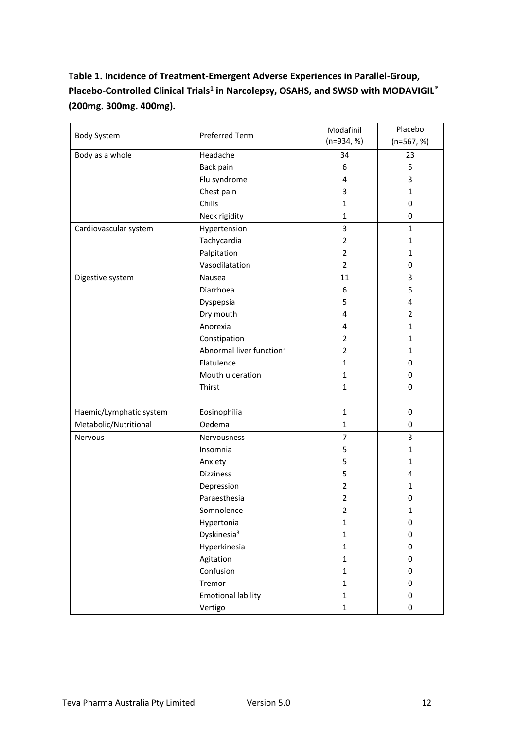**Table 1. Incidence of Treatment-Emergent Adverse Experiences in Parallel-Group, Placebo-Controlled Clinical Trials[1] in Narcolepsy, OSAHS, and SWSD with MODAVIGIL® (200mg. 300mg. 400mg).**

| Body System | Preferred Term | Modafinil (n=934, %) | Placebo (n=567, %) |
|---|---|---|---|
| Body as a whole | Headache | 34 | 23 |
| | Back pain | 6 | 5 |
| | Flu syndrome | 4 | 3 |
| | Chest pain | 3 | 1 |
| | Chills | 1 | 0 |
| | Neck rigidity | 1 | 0 |
| Cardiovascular system | Hypertension | 3 | 1 |
| | Tachycardia | 2 | 1 |
| | Palpitation | 2 | 1 |
| | Vasodilatation | 2 | 0 |
| Digestive system | Nausea | 11 | 3 |
| | Diarrhoea | 6 | 5 |
| | Dyspepsia | 5 | 4 |
| | Dry mouth | 4 | 2 |
| | Anorexia | 4 | 1 |
| | Constipation | 2 | 1 |
| | Abnormal liver function[2] | 2 | 1 |
| | Flatulence | 1 | 0 |
| | Mouth ulceration | 1 | 0 |
| | Thirst | 1 | 0 |
| Haemic/Lymphatic system | Eosinophilia | 1 | 0 |
| Metabolic/Nutritional | Oedema | 1 | 0 |
| Nervous | Nervousness | 7 | 3 |
| | Insomnia | 5 | 1 |
| | Anxiety | 5 | 1 |
| | Dizziness | 5 | 4 |
| | Depression | 2 | 1 |
| | Paraesthesia | 2 | 0 |
| | Somnolence | 2 | 1 |
| | Hypertonia | 1 | 0 |
| | Dyskinesia[3] | 1 | 0 |
| | Hyperkinesia | 1 | 0 |
| | Agitation | 1 | 0 |
| | Confusion | 1 | 0 |
| | Tremor | 1 | 0 |
| | Emotional lability | 1 | 0 |
| | Vertigo | 1 | 0 |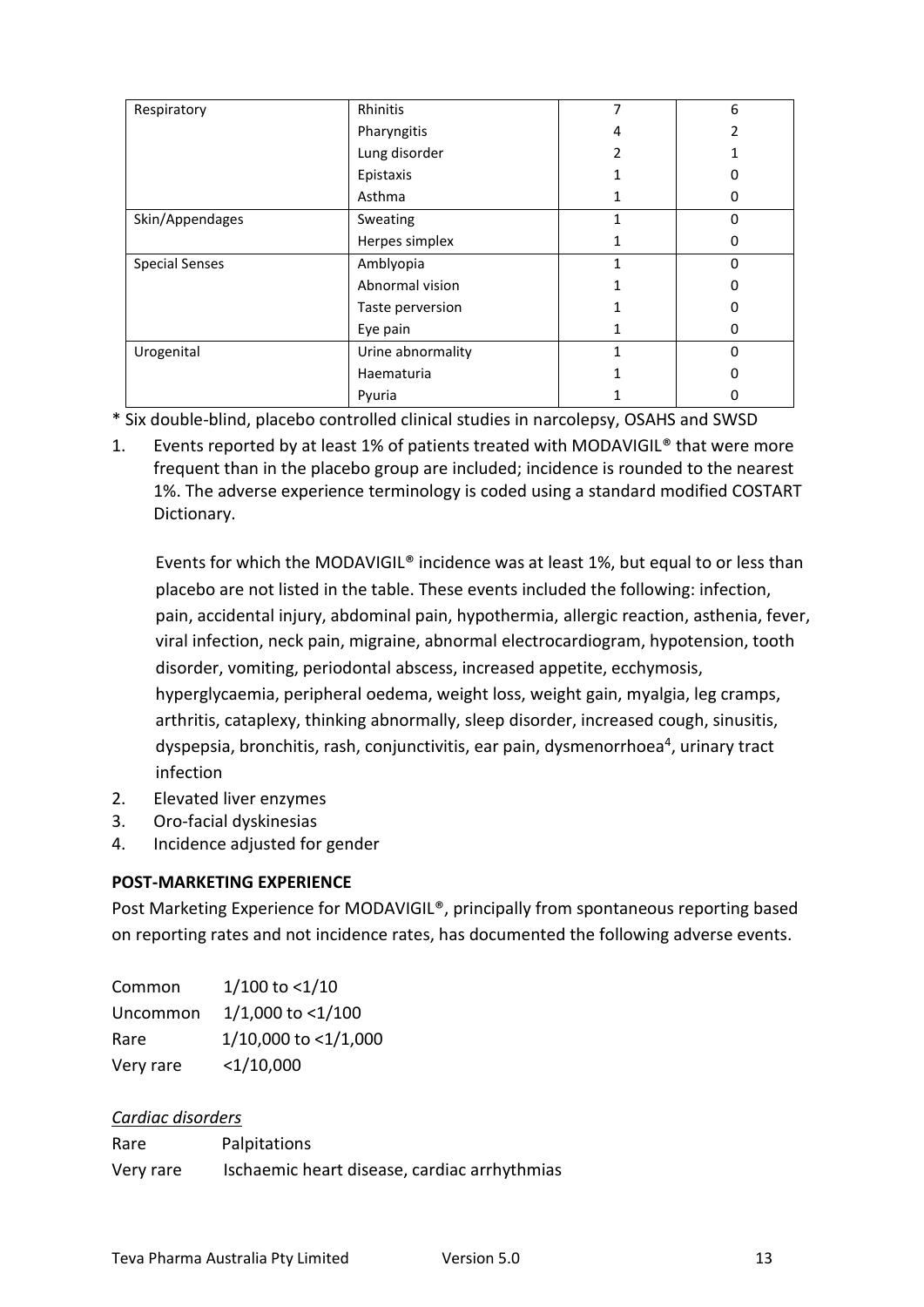| | | | |
|---|---|---|---|
| Respiratory | Rhinitis | 7 | 6 |
| | Pharyngitis | 4 | 2 |
| | Lung disorder | 2 | 1 |
| | Epistaxis | 1 | 0 |
| | Asthma | 1 | 0 |
| Skin/Appendages | Sweating | 1 | 0 |
| | Herpes simplex | 1 | 0 |
| Special Senses | Amblyopia | 1 | 0 |
| | Abnormal vision | 1 | 0 |
| | Taste perversion | 1 | 0 |
| | Eye pain | 1 | 0 |
| Urogenital | Urine abnormality | 1 | 0 |
| | Haematuria | 1 | 0 |
| | Pyuria | 1 | 0 |

* Six double-blind, placebo controlled clinical studies in narcolepsy, OSAHS and SWSD

1. Events reported by at least 1% of patients treated with MODAVIGIL® that were more frequent than in the placebo group are included; incidence is rounded to the nearest 1%. The adverse experience terminology is coded using a standard modified COSTART Dictionary.

   Events for which the MODAVIGIL® incidence was at least 1%, but equal to or less than placebo are not listed in the table. These events included the following: infection, pain, accidental injury, abdominal pain, hypothermia, allergic reaction, asthenia, fever, viral infection, neck pain, migraine, abnormal electrocardiogram, hypotension, tooth disorder, vomiting, periodontal abscess, increased appetite, ecchymosis, hyperglycaemia, peripheral oedema, weight loss, weight gain, myalgia, leg cramps, arthritis, cataplexy, thinking abnormally, sleep disorder, increased cough, sinusitis, dyspepsia, bronchitis, rash, conjunctivitis, ear pain, dysmenorrhoea[4], urinary tract infection
2. Elevated liver enzymes
3. Oro-facial dyskinesias
4. Incidence adjusted for gender

**POST-MARKETING EXPERIENCE**

Post Marketing Experience for MODAVIGIL®, principally from spontaneous reporting based on reporting rates and not incidence rates, has documented the following adverse events.

| | |
|---|---|
| Common | 1/100 to <1/10 |
| Uncommon | 1/1,000 to <1/100 |
| Rare | 1/10,000 to <1/1,000 |
| Very rare | <1/10,000 |

*Cardiac disorders*

| | |
|---|---|
| Rare | Palpitations |
| Very rare | Ischaemic heart disease, cardiac arrhythmias |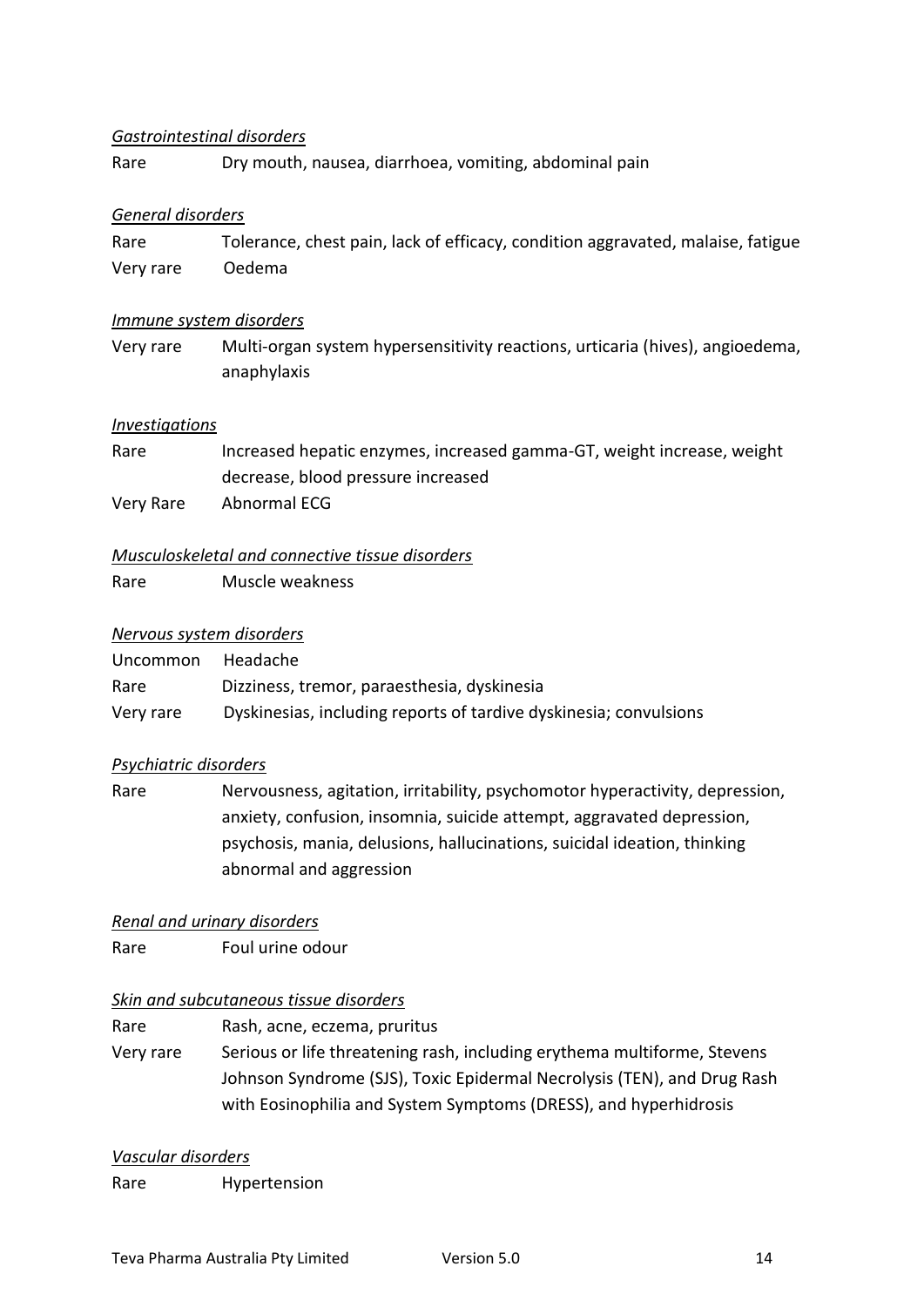*Gastrointestinal disorders*

| | |
|---|---|
| Rare | Dry mouth, nausea, diarrhoea, vomiting, abdominal pain |

*General disorders*

| | |
|---|---|
| Rare | Tolerance, chest pain, lack of efficacy, condition aggravated, malaise, fatigue |
| Very rare | Oedema |

*Immune system disorders*

| | |
|---|---|
| Very rare | Multi-organ system hypersensitivity reactions, urticaria (hives), angioedema, anaphylaxis |

*Investigations*

| | |
|---|---|
| Rare | Increased hepatic enzymes, increased gamma-GT, weight increase, weight decrease, blood pressure increased |
| Very Rare | Abnormal ECG |

*Musculoskeletal and connective tissue disorders*

| | |
|---|---|
| Rare | Muscle weakness |

*Nervous system disorders*

| | |
|---|---|
| Uncommon | Headache |
| Rare | Dizziness, tremor, paraesthesia, dyskinesia |
| Very rare | Dyskinesias, including reports of tardive dyskinesia; convulsions |

*Psychiatric disorders*

| | |
|---|---|
| Rare | Nervousness, agitation, irritability, psychomotor hyperactivity, depression, anxiety, confusion, insomnia, suicide attempt, aggravated depression, psychosis, mania, delusions, hallucinations, suicidal ideation, thinking abnormal and aggression |

*Renal and urinary disorders*

| | |
|---|---|
| Rare | Foul urine odour |

*Skin and subcutaneous tissue disorders*

| | |
|---|---|
| Rare | Rash, acne, eczema, pruritus |
| Very rare | Serious or life threatening rash, including erythema multiforme, Stevens Johnson Syndrome (SJS), Toxic Epidermal Necrolysis (TEN), and Drug Rash with Eosinophilia and System Symptoms (DRESS), and hyperhidrosis |

*Vascular disorders*

| | |
|---|---|
| Rare | Hypertension |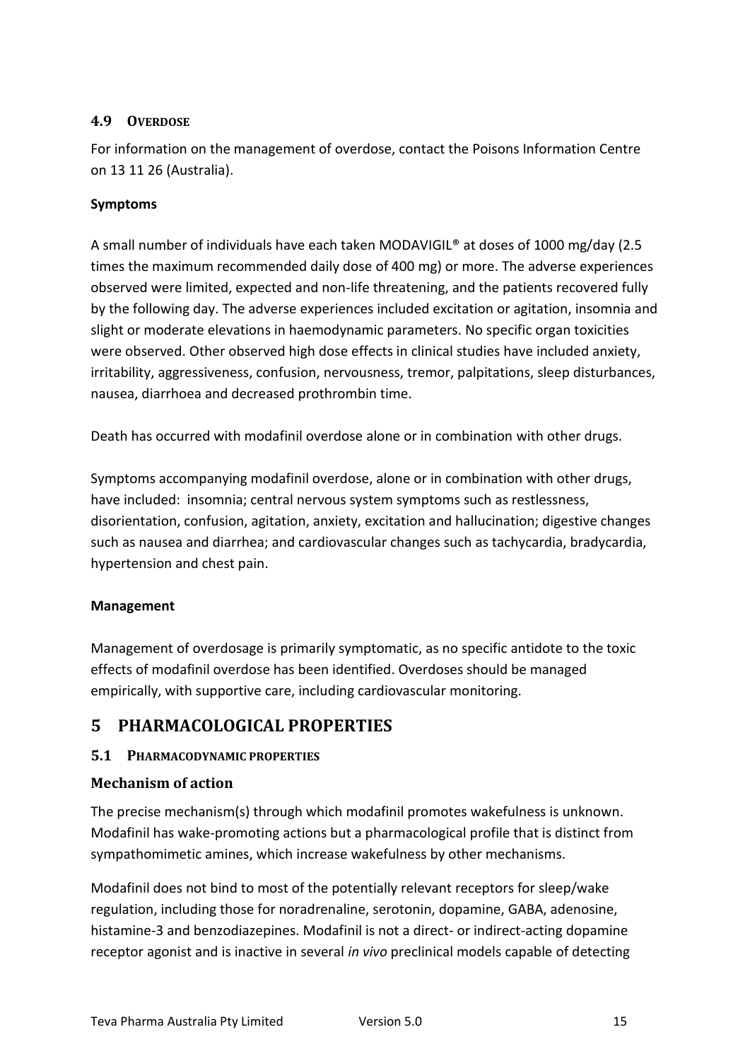### 4.9 OVERDOSE

For information on the management of overdose, contact the Poisons Information Centre on 13 11 26 (Australia).

**Symptoms**

A small number of individuals have each taken MODAVIGIL® at doses of 1000 mg/day (2.5 times the maximum recommended daily dose of 400 mg) or more. The adverse experiences observed were limited, expected and non-life threatening, and the patients recovered fully by the following day. The adverse experiences included excitation or agitation, insomnia and slight or moderate elevations in haemodynamic parameters. No specific organ toxicities were observed. Other observed high dose effects in clinical studies have included anxiety, irritability, aggressiveness, confusion, nervousness, tremor, palpitations, sleep disturbances, nausea, diarrhoea and decreased prothrombin time.

Death has occurred with modafinil overdose alone or in combination with other drugs.

Symptoms accompanying modafinil overdose, alone or in combination with other drugs, have included: insomnia; central nervous system symptoms such as restlessness, disorientation, confusion, agitation, anxiety, excitation and hallucination; digestive changes such as nausea and diarrhea; and cardiovascular changes such as tachycardia, bradycardia, hypertension and chest pain.

**Management**

Management of overdosage is primarily symptomatic, as no specific antidote to the toxic effects of modafinil overdose has been identified. Overdoses should be managed empirically, with supportive care, including cardiovascular monitoring.

## 5 PHARMACOLOGICAL PROPERTIES

### 5.1 PHARMACODYNAMIC PROPERTIES

#### Mechanism of action

The precise mechanism(s) through which modafinil promotes wakefulness is unknown. Modafinil has wake-promoting actions but a pharmacological profile that is distinct from sympathomimetic amines, which increase wakefulness by other mechanisms.

Modafinil does not bind to most of the potentially relevant receptors for sleep/wake regulation, including those for noradrenaline, serotonin, dopamine, GABA, adenosine, histamine-3 and benzodiazepines. Modafinil is not a direct- or indirect-acting dopamine receptor agonist and is inactive in several *in vivo* preclinical models capable of detecting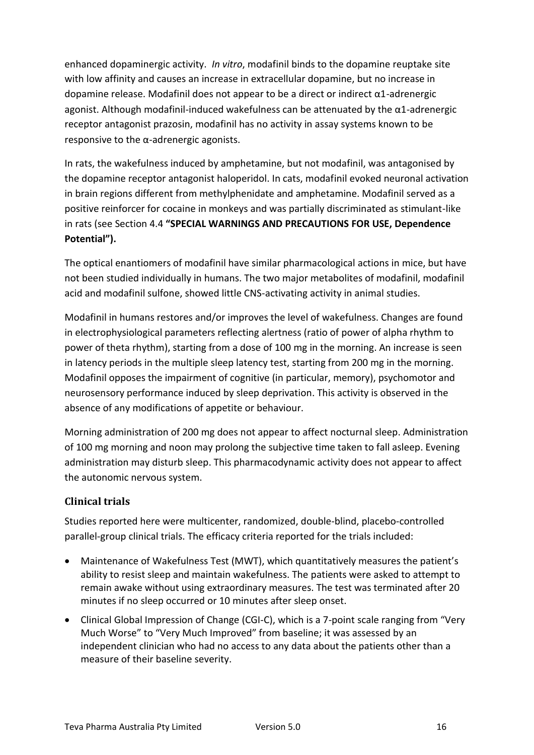enhanced dopaminergic activity. *In vitro*, modafinil binds to the dopamine reuptake site with low affinity and causes an increase in extracellular dopamine, but no increase in dopamine release. Modafinil does not appear to be a direct or indirect α1-adrenergic agonist. Although modafinil-induced wakefulness can be attenuated by the α1-adrenergic receptor antagonist prazosin, modafinil has no activity in assay systems known to be responsive to the α-adrenergic agonists.

In rats, the wakefulness induced by amphetamine, but not modafinil, was antagonised by the dopamine receptor antagonist haloperidol. In cats, modafinil evoked neuronal activation in brain regions different from methylphenidate and amphetamine. Modafinil served as a positive reinforcer for cocaine in monkeys and was partially discriminated as stimulant-like in rats (see Section 4.4 **"SPECIAL WARNINGS AND PRECAUTIONS FOR USE, Dependence Potential").**

The optical enantiomers of modafinil have similar pharmacological actions in mice, but have not been studied individually in humans. The two major metabolites of modafinil, modafinil acid and modafinil sulfone, showed little CNS-activating activity in animal studies.

Modafinil in humans restores and/or improves the level of wakefulness. Changes are found in electrophysiological parameters reflecting alertness (ratio of power of alpha rhythm to power of theta rhythm), starting from a dose of 100 mg in the morning. An increase is seen in latency periods in the multiple sleep latency test, starting from 200 mg in the morning. Modafinil opposes the impairment of cognitive (in particular, memory), psychomotor and neurosensory performance induced by sleep deprivation. This activity is observed in the absence of any modifications of appetite or behaviour.

Morning administration of 200 mg does not appear to affect nocturnal sleep. Administration of 100 mg morning and noon may prolong the subjective time taken to fall asleep. Evening administration may disturb sleep. This pharmacodynamic activity does not appear to affect the autonomic nervous system.

### Clinical trials

Studies reported here were multicenter, randomized, double-blind, placebo-controlled parallel-group clinical trials. The efficacy criteria reported for the trials included:

- Maintenance of Wakefulness Test (MWT), which quantitatively measures the patient's ability to resist sleep and maintain wakefulness. The patients were asked to attempt to remain awake without using extraordinary measures. The test was terminated after 20 minutes if no sleep occurred or 10 minutes after sleep onset.
- Clinical Global Impression of Change (CGI-C), which is a 7-point scale ranging from "Very Much Worse" to "Very Much Improved" from baseline; it was assessed by an independent clinician who had no access to any data about the patients other than a measure of their baseline severity.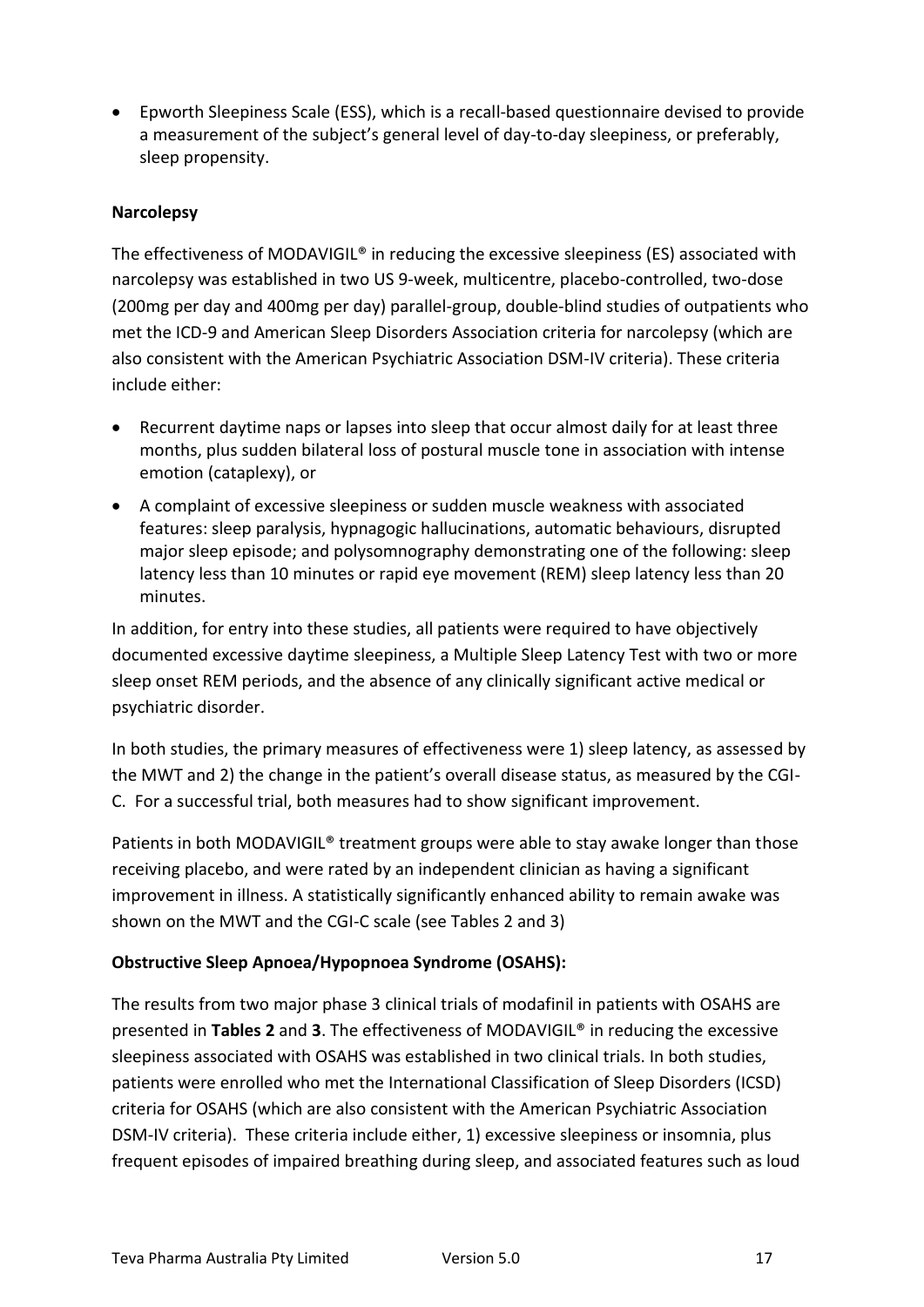- Epworth Sleepiness Scale (ESS), which is a recall-based questionnaire devised to provide a measurement of the subject's general level of day-to-day sleepiness, or preferably, sleep propensity.

**Narcolepsy**

The effectiveness of MODAVIGIL® in reducing the excessive sleepiness (ES) associated with narcolepsy was established in two US 9-week, multicentre, placebo-controlled, two-dose (200mg per day and 400mg per day) parallel-group, double-blind studies of outpatients who met the ICD-9 and American Sleep Disorders Association criteria for narcolepsy (which are also consistent with the American Psychiatric Association DSM-IV criteria). These criteria include either:

- Recurrent daytime naps or lapses into sleep that occur almost daily for at least three months, plus sudden bilateral loss of postural muscle tone in association with intense emotion (cataplexy), or
- A complaint of excessive sleepiness or sudden muscle weakness with associated features: sleep paralysis, hypnagogic hallucinations, automatic behaviours, disrupted major sleep episode; and polysomnography demonstrating one of the following: sleep latency less than 10 minutes or rapid eye movement (REM) sleep latency less than 20 minutes.

In addition, for entry into these studies, all patients were required to have objectively documented excessive daytime sleepiness, a Multiple Sleep Latency Test with two or more sleep onset REM periods, and the absence of any clinically significant active medical or psychiatric disorder.

In both studies, the primary measures of effectiveness were 1) sleep latency, as assessed by the MWT and 2) the change in the patient's overall disease status, as measured by the CGI-C. For a successful trial, both measures had to show significant improvement.

Patients in both MODAVIGIL® treatment groups were able to stay awake longer than those receiving placebo, and were rated by an independent clinician as having a significant improvement in illness. A statistically significantly enhanced ability to remain awake was shown on the MWT and the CGI-C scale (see Tables 2 and 3)

**Obstructive Sleep Apnoea/Hypopnoea Syndrome (OSAHS):**

The results from two major phase 3 clinical trials of modafinil in patients with OSAHS are presented in **Tables 2** and **3**. The effectiveness of MODAVIGIL® in reducing the excessive sleepiness associated with OSAHS was established in two clinical trials. In both studies, patients were enrolled who met the International Classification of Sleep Disorders (ICSD) criteria for OSAHS (which are also consistent with the American Psychiatric Association DSM-IV criteria). These criteria include either, 1) excessive sleepiness or insomnia, plus frequent episodes of impaired breathing during sleep, and associated features such as loud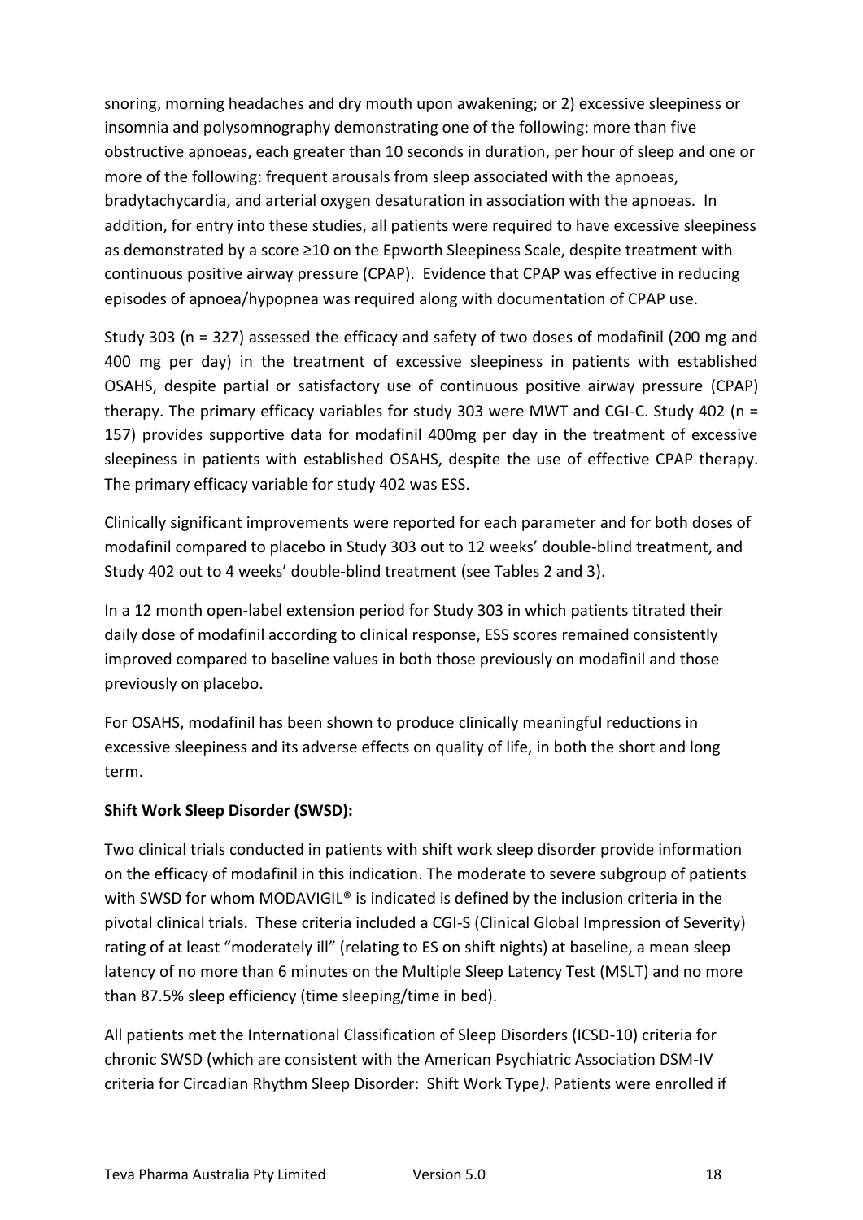snoring, morning headaches and dry mouth upon awakening; or 2) excessive sleepiness or insomnia and polysomnography demonstrating one of the following: more than five obstructive apnoeas, each greater than 10 seconds in duration, per hour of sleep and one or more of the following: frequent arousals from sleep associated with the apnoeas, bradytachycardia, and arterial oxygen desaturation in association with the apnoeas. In addition, for entry into these studies, all patients were required to have excessive sleepiness as demonstrated by a score ≥10 on the Epworth Sleepiness Scale, despite treatment with continuous positive airway pressure (CPAP). Evidence that CPAP was effective in reducing episodes of apnoea/hypopnea was required along with documentation of CPAP use.

Study 303 (n = 327) assessed the efficacy and safety of two doses of modafinil (200 mg and 400 mg per day) in the treatment of excessive sleepiness in patients with established OSAHS, despite partial or satisfactory use of continuous positive airway pressure (CPAP) therapy. The primary efficacy variables for study 303 were MWT and CGI-C. Study 402 (n = 157) provides supportive data for modafinil 400mg per day in the treatment of excessive sleepiness in patients with established OSAHS, despite the use of effective CPAP therapy. The primary efficacy variable for study 402 was ESS.

Clinically significant improvements were reported for each parameter and for both doses of modafinil compared to placebo in Study 303 out to 12 weeks' double-blind treatment, and Study 402 out to 4 weeks' double-blind treatment (see Tables 2 and 3).

In a 12 month open-label extension period for Study 303 in which patients titrated their daily dose of modafinil according to clinical response, ESS scores remained consistently improved compared to baseline values in both those previously on modafinil and those previously on placebo.

For OSAHS, modafinil has been shown to produce clinically meaningful reductions in excessive sleepiness and its adverse effects on quality of life, in both the short and long term.

**Shift Work Sleep Disorder (SWSD):**

Two clinical trials conducted in patients with shift work sleep disorder provide information on the efficacy of modafinil in this indication. The moderate to severe subgroup of patients with SWSD for whom MODAVIGIL® is indicated is defined by the inclusion criteria in the pivotal clinical trials. These criteria included a CGI-S (Clinical Global Impression of Severity) rating of at least "moderately ill" (relating to ES on shift nights) at baseline, a mean sleep latency of no more than 6 minutes on the Multiple Sleep Latency Test (MSLT) and no more than 87.5% sleep efficiency (time sleeping/time in bed).

All patients met the International Classification of Sleep Disorders (ICSD-10) criteria for chronic SWSD (which are consistent with the American Psychiatric Association DSM-IV criteria for Circadian Rhythm Sleep Disorder: Shift Work Type*)*. Patients were enrolled if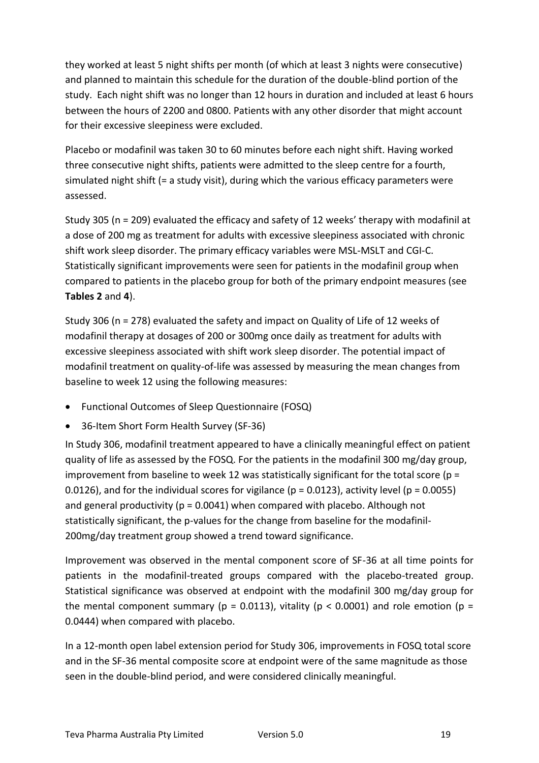they worked at least 5 night shifts per month (of which at least 3 nights were consecutive) and planned to maintain this schedule for the duration of the double-blind portion of the study. Each night shift was no longer than 12 hours in duration and included at least 6 hours between the hours of 2200 and 0800. Patients with any other disorder that might account for their excessive sleepiness were excluded.

Placebo or modafinil was taken 30 to 60 minutes before each night shift. Having worked three consecutive night shifts, patients were admitted to the sleep centre for a fourth, simulated night shift (= a study visit), during which the various efficacy parameters were assessed.

Study 305 (n = 209) evaluated the efficacy and safety of 12 weeks' therapy with modafinil at a dose of 200 mg as treatment for adults with excessive sleepiness associated with chronic shift work sleep disorder. The primary efficacy variables were MSL-MSLT and CGI-C. Statistically significant improvements were seen for patients in the modafinil group when compared to patients in the placebo group for both of the primary endpoint measures (see **Tables 2** and **4**).

Study 306 (n = 278) evaluated the safety and impact on Quality of Life of 12 weeks of modafinil therapy at dosages of 200 or 300mg once daily as treatment for adults with excessive sleepiness associated with shift work sleep disorder. The potential impact of modafinil treatment on quality-of-life was assessed by measuring the mean changes from baseline to week 12 using the following measures:

- Functional Outcomes of Sleep Questionnaire (FOSQ)
- 36-Item Short Form Health Survey (SF-36)

In Study 306, modafinil treatment appeared to have a clinically meaningful effect on patient quality of life as assessed by the FOSQ. For the patients in the modafinil 300 mg/day group, improvement from baseline to week 12 was statistically significant for the total score ($p = 0.0126$), and for the individual scores for vigilance ($p = 0.0123$), activity level ($p = 0.0055$) and general productivity ($p = 0.0041$) when compared with placebo. Although not statistically significant, the p-values for the change from baseline for the modafinil-200mg/day treatment group showed a trend toward significance.

Improvement was observed in the mental component score of SF-36 at all time points for patients in the modafinil-treated groups compared with the placebo-treated group. Statistical significance was observed at endpoint with the modafinil 300 mg/day group for the mental component summary ($p = 0.0113$), vitality ($p < 0.0001$) and role emotion ($p = 0.0444$) when compared with placebo.

In a 12-month open label extension period for Study 306, improvements in FOSQ total score and in the SF-36 mental composite score at endpoint were of the same magnitude as those seen in the double-blind period, and were considered clinically meaningful.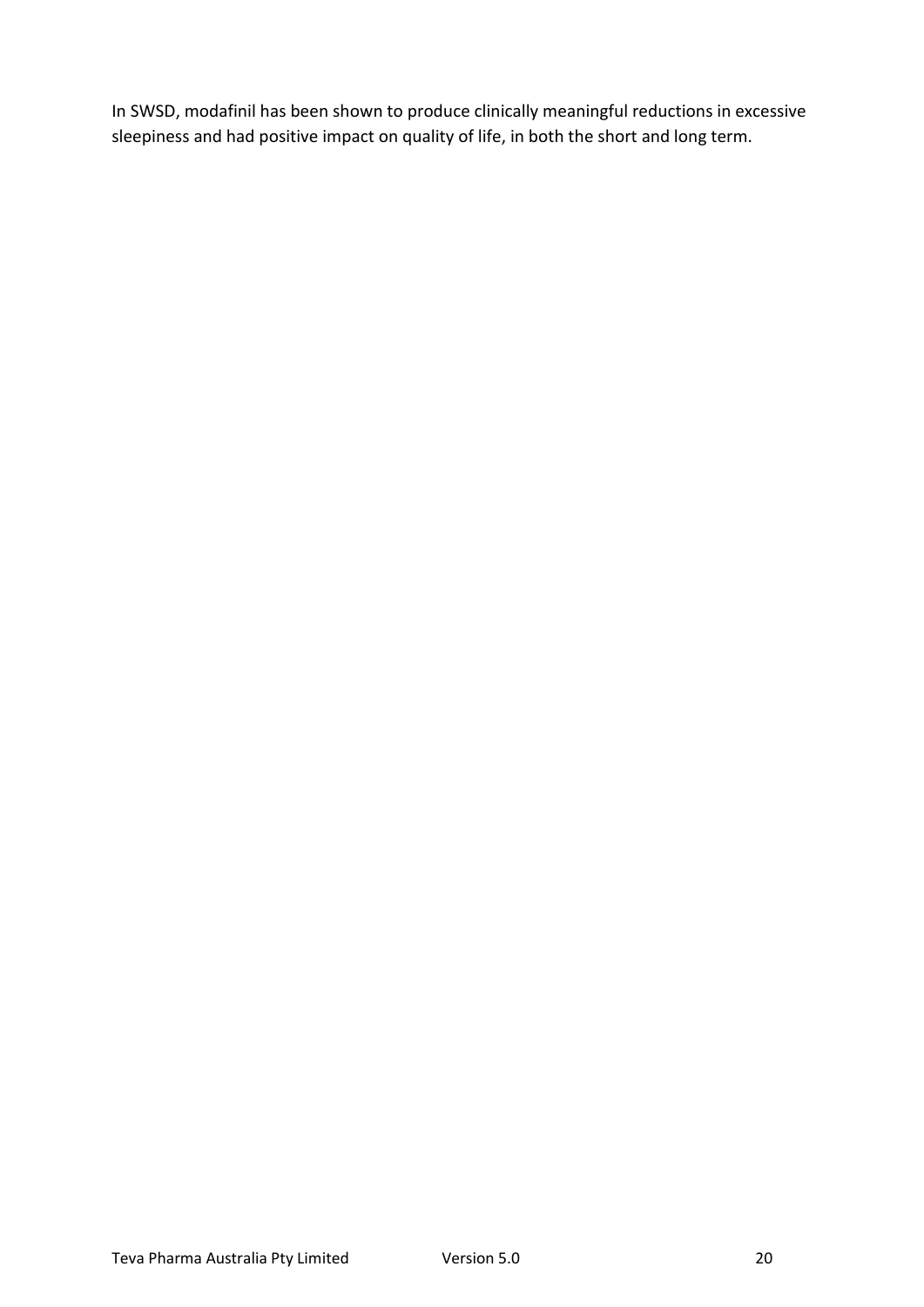In SWSD, modafinil has been shown to produce clinically meaningful reductions in excessive sleepiness and had positive impact on quality of life, in both the short and long term.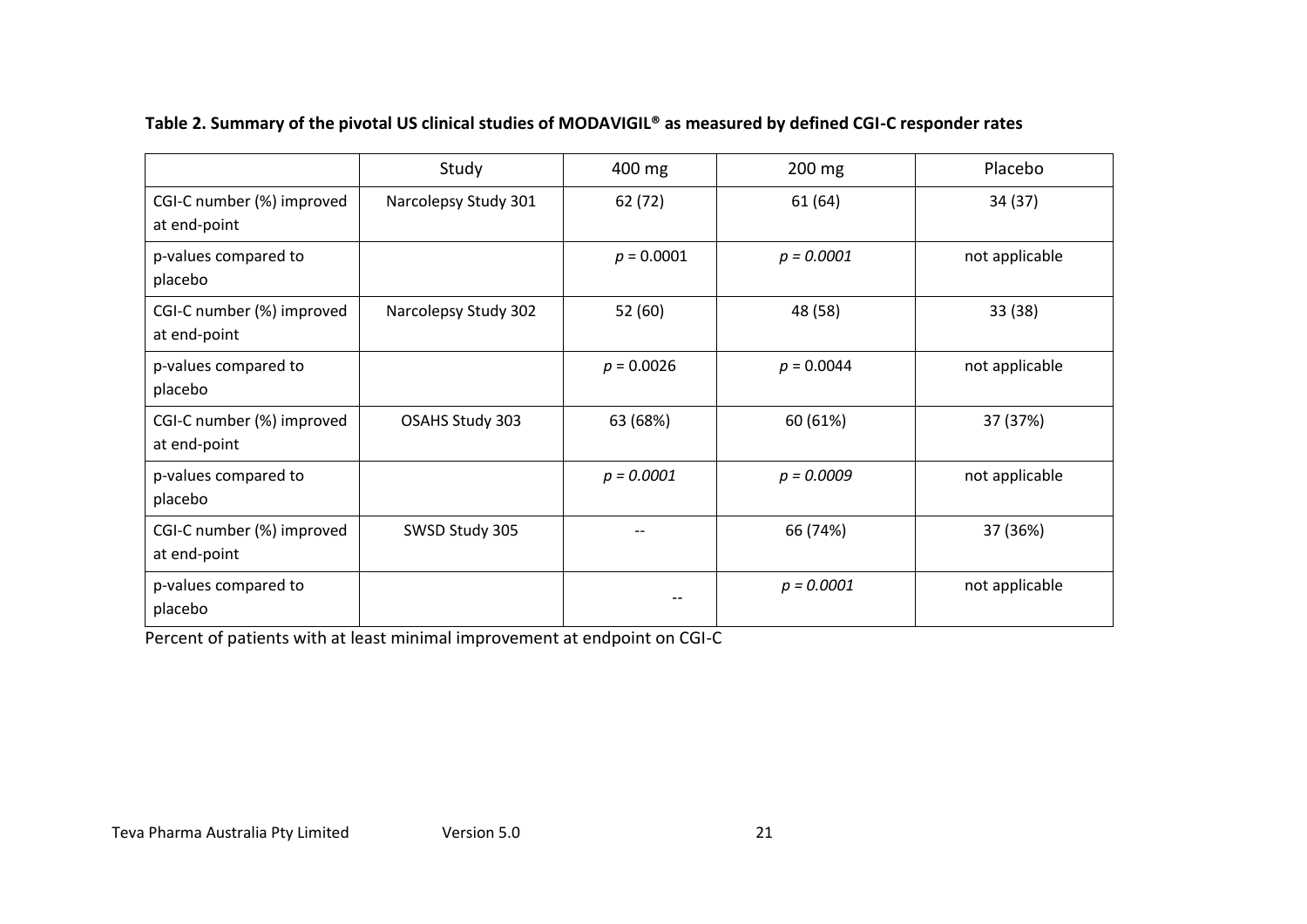**Table 2. Summary of the pivotal US clinical studies of MODAVIGIL® as measured by defined CGI-C responder rates**

| | Study | 400 mg | 200 mg | Placebo |
|---|---|---|---|---|
| CGI-C number (%) improved at end-point | Narcolepsy Study 301 | 62 (72) | 61 (64) | 34 (37) |
| p-values compared to placebo | | $p = 0.0001$ | $p = 0.0001$ | not applicable |
| CGI-C number (%) improved at end-point | Narcolepsy Study 302 | 52 (60) | 48 (58) | 33 (38) |
| p-values compared to placebo | | $p = 0.0026$ | $p = 0.0044$ | not applicable |
| CGI-C number (%) improved at end-point | OSAHS Study 303 | 63 (68%) | 60 (61%) | 37 (37%) |
| p-values compared to placebo | | $p = 0.0001$ | $p = 0.0009$ | not applicable |
| CGI-C number (%) improved at end-point | SWSD Study 305 | -- | 66 (74%) | 37 (36%) |
| p-values compared to placebo | | -- | $p = 0.0001$ | not applicable |

Percent of patients with at least minimal improvement at endpoint on CGI-C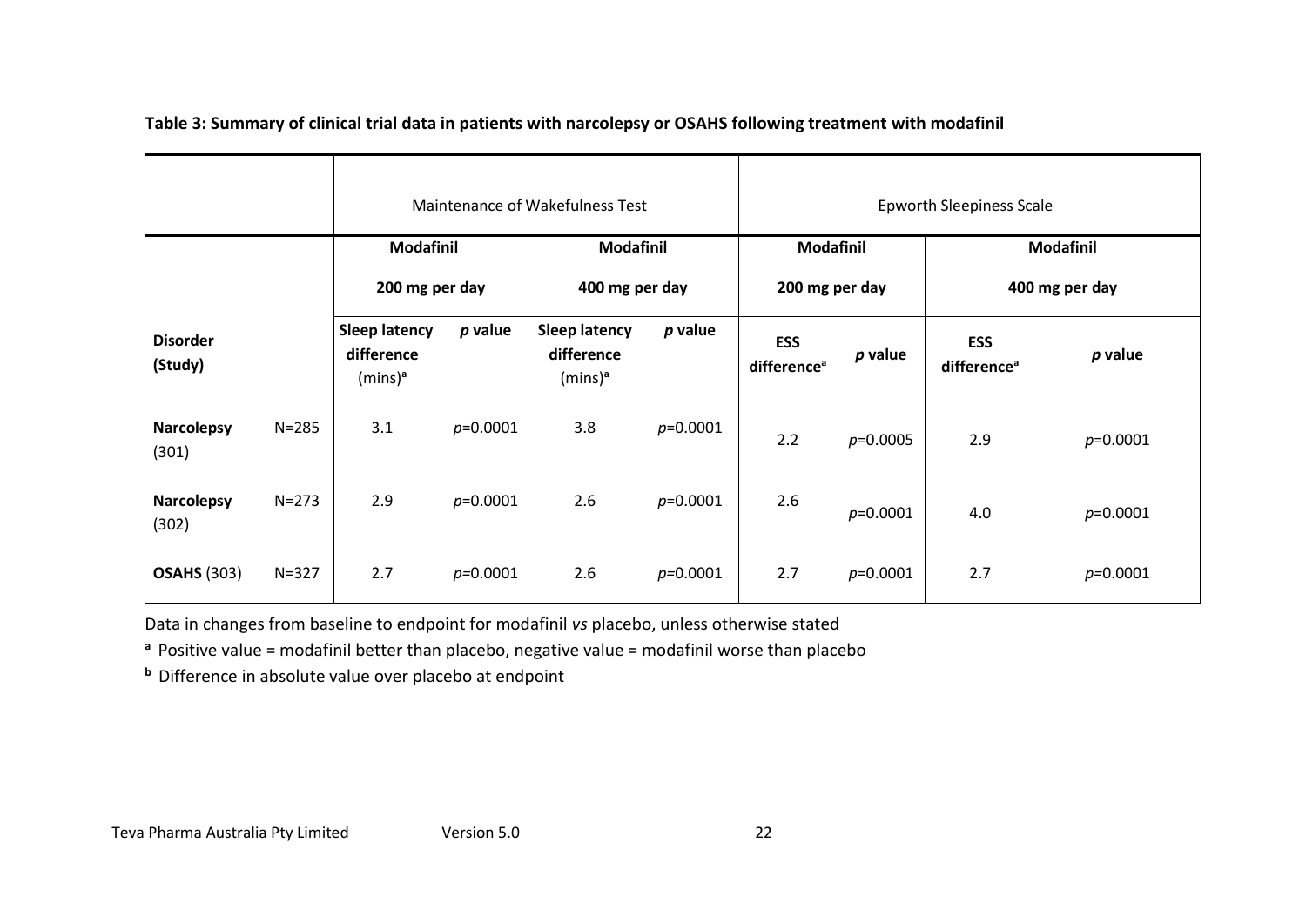**Table 3: Summary of clinical trial data in patients with narcolepsy or OSAHS following treatment with modafinil**

| | | Maintenance of Wakefulness Test | | | | Epworth Sleepiness Scale | | | |
|---|---|---|---|---|---|---|---|---|---|
| | | **Modafinil 200 mg per day** | | **Modafinil 400 mg per day** | | **Modafinil 200 mg per day** | | **Modafinil 400 mg per day** | |
| **Disorder (Study)** | | **Sleep latency difference** (mins)[a] | ***p* value** | **Sleep latency difference** (mins)[a] | ***p* value** | **ESS difference**[a] | ***p* value** | **ESS difference**[a] | ***p* value** |
| **Narcolepsy** (301) | N=285 | 3.1 | $p$=0.0001 | 3.8 | $p$=0.0001 | 2.2 | $p$=0.0005 | 2.9 | $p$=0.0001 |
| **Narcolepsy** (302) | N=273 | 2.9 | $p$=0.0001 | 2.6 | $p$=0.0001 | 2.6 | $p$=0.0001 | 4.0 | $p$=0.0001 |
| **OSAHS** (303) | N=327 | 2.7 | $p$=0.0001 | 2.6 | $p$=0.0001 | 2.7 | $p$=0.0001 | 2.7 | $p$=0.0001 |

Data in changes from baseline to endpoint for modafinil *vs* placebo, unless otherwise stated

[a] Positive value = modafinil better than placebo, negative value = modafinil worse than placebo

[b] Difference in absolute value over placebo at endpoint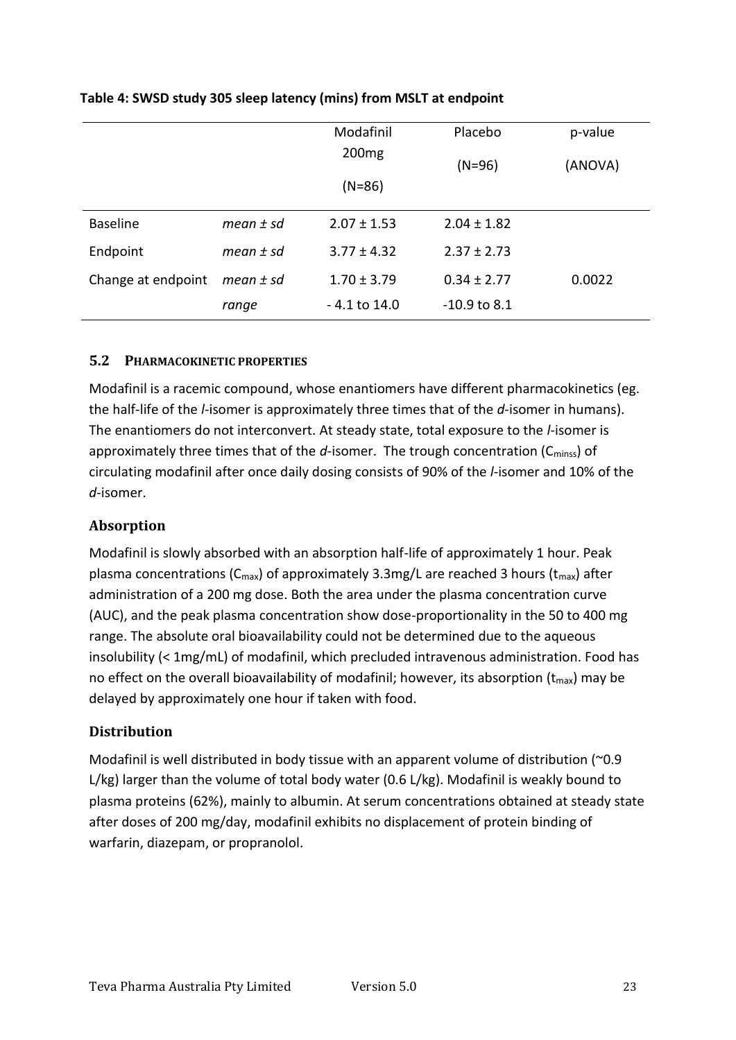**Table 4: SWSD study 305 sleep latency (mins) from MSLT at endpoint**

| | | Modafinil 200mg (N=86) | Placebo (N=96) | p-value (ANOVA) |
|---|---|---|---|---|
| Baseline | *mean ± sd* | 2.07 ± 1.53 | 2.04 ± 1.82 | |
| Endpoint | *mean ± sd* | 3.77 ± 4.32 | 2.37 ± 2.73 | |
| Change at endpoint | *mean ± sd* | 1.70 ± 3.79 | 0.34 ± 2.77 | 0.0022 |
| | *range* | - 4.1 to 14.0 | -10.9 to 8.1 | |

## 5.2 PHARMACOKINETIC PROPERTIES

Modafinil is a racemic compound, whose enantiomers have different pharmacokinetics (eg. the half-life of the *l*-isomer is approximately three times that of the *d*-isomer in humans). The enantiomers do not interconvert. At steady state, total exposure to the *l*-isomer is approximately three times that of the *d*-isomer. The trough concentration ($C_{minss}$) of circulating modafinil after once daily dosing consists of 90% of the *l*-isomer and 10% of the *d*-isomer.

### Absorption

Modafinil is slowly absorbed with an absorption half-life of approximately 1 hour. Peak plasma concentrations ($C_{max}$) of approximately 3.3mg/L are reached 3 hours ($t_{max}$) after administration of a 200 mg dose. Both the area under the plasma concentration curve (AUC), and the peak plasma concentration show dose-proportionality in the 50 to 400 mg range. The absolute oral bioavailability could not be determined due to the aqueous insolubility (< 1mg/mL) of modafinil, which precluded intravenous administration. Food has no effect on the overall bioavailability of modafinil; however, its absorption ($t_{max}$) may be delayed by approximately one hour if taken with food.

### Distribution

Modafinil is well distributed in body tissue with an apparent volume of distribution (~0.9 L/kg) larger than the volume of total body water (0.6 L/kg). Modafinil is weakly bound to plasma proteins (62%), mainly to albumin. At serum concentrations obtained at steady state after doses of 200 mg/day, modafinil exhibits no displacement of protein binding of warfarin, diazepam, or propranolol.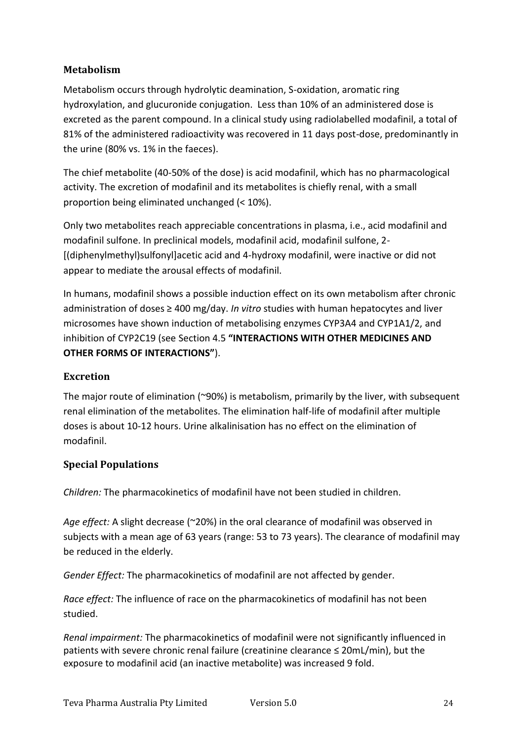### Metabolism

Metabolism occurs through hydrolytic deamination, S-oxidation, aromatic ring hydroxylation, and glucuronide conjugation. Less than 10% of an administered dose is excreted as the parent compound. In a clinical study using radiolabelled modafinil, a total of 81% of the administered radioactivity was recovered in 11 days post-dose, predominantly in the urine (80% vs. 1% in the faeces).

The chief metabolite (40-50% of the dose) is acid modafinil, which has no pharmacological activity. The excretion of modafinil and its metabolites is chiefly renal, with a small proportion being eliminated unchanged (< 10%).

Only two metabolites reach appreciable concentrations in plasma, i.e., acid modafinil and modafinil sulfone. In preclinical models, modafinil acid, modafinil sulfone, 2-[(diphenylmethyl)sulfonyl]acetic acid and 4-hydroxy modafinil, were inactive or did not appear to mediate the arousal effects of modafinil.

In humans, modafinil shows a possible induction effect on its own metabolism after chronic administration of doses ≥ 400 mg/day. *In vitro* studies with human hepatocytes and liver microsomes have shown induction of metabolising enzymes CYP3A4 and CYP1A1/2, and inhibition of CYP2C19 (see Section 4.5 **"INTERACTIONS WITH OTHER MEDICINES AND OTHER FORMS OF INTERACTIONS"**).

### Excretion

The major route of elimination (~90%) is metabolism, primarily by the liver, with subsequent renal elimination of the metabolites. The elimination half-life of modafinil after multiple doses is about 10-12 hours. Urine alkalinisation has no effect on the elimination of modafinil.

### Special Populations

*Children:* The pharmacokinetics of modafinil have not been studied in children.

*Age effect:* A slight decrease (~20%) in the oral clearance of modafinil was observed in subjects with a mean age of 63 years (range: 53 to 73 years). The clearance of modafinil may be reduced in the elderly.

*Gender Effect:* The pharmacokinetics of modafinil are not affected by gender.

*Race effect:* The influence of race on the pharmacokinetics of modafinil has not been studied.

*Renal impairment:* The pharmacokinetics of modafinil were not significantly influenced in patients with severe chronic renal failure (creatinine clearance ≤ 20mL/min), but the exposure to modafinil acid (an inactive metabolite) was increased 9 fold.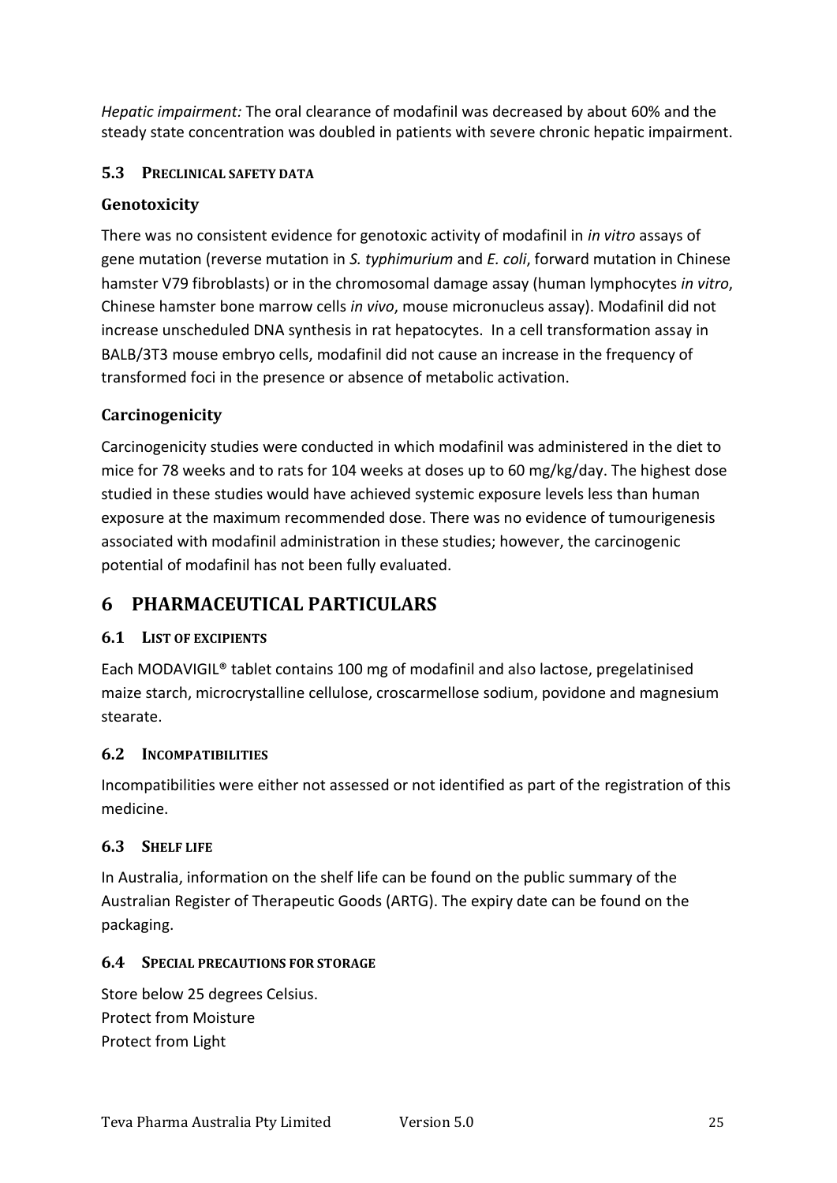*Hepatic impairment:* The oral clearance of modafinil was decreased by about 60% and the steady state concentration was doubled in patients with severe chronic hepatic impairment.

### 5.3 Preclinical Safety Data

#### Genotoxicity

There was no consistent evidence for genotoxic activity of modafinil in *in vitro* assays of gene mutation (reverse mutation in *S. typhimurium* and *E. coli*, forward mutation in Chinese hamster V79 fibroblasts) or in the chromosomal damage assay (human lymphocytes *in vitro*, Chinese hamster bone marrow cells *in vivo*, mouse micronucleus assay). Modafinil did not increase unscheduled DNA synthesis in rat hepatocytes. In a cell transformation assay in BALB/3T3 mouse embryo cells, modafinil did not cause an increase in the frequency of transformed foci in the presence or absence of metabolic activation.

#### Carcinogenicity

Carcinogenicity studies were conducted in which modafinil was administered in the diet to mice for 78 weeks and to rats for 104 weeks at doses up to 60 mg/kg/day. The highest dose studied in these studies would have achieved systemic exposure levels less than human exposure at the maximum recommended dose. There was no evidence of tumourigenesis associated with modafinil administration in these studies; however, the carcinogenic potential of modafinil has not been fully evaluated.

## 6 Pharmaceutical Particulars

### 6.1 List of Excipients

Each MODAVIGIL® tablet contains 100 mg of modafinil and also lactose, pregelatinised maize starch, microcrystalline cellulose, croscarmellose sodium, povidone and magnesium stearate.

### 6.2 Incompatibilities

Incompatibilities were either not assessed or not identified as part of the registration of this medicine.

### 6.3 Shelf Life

In Australia, information on the shelf life can be found on the public summary of the Australian Register of Therapeutic Goods (ARTG). The expiry date can be found on the packaging.

### 6.4 Special Precautions for Storage

Store below 25 degrees Celsius.
Protect from Moisture
Protect from Light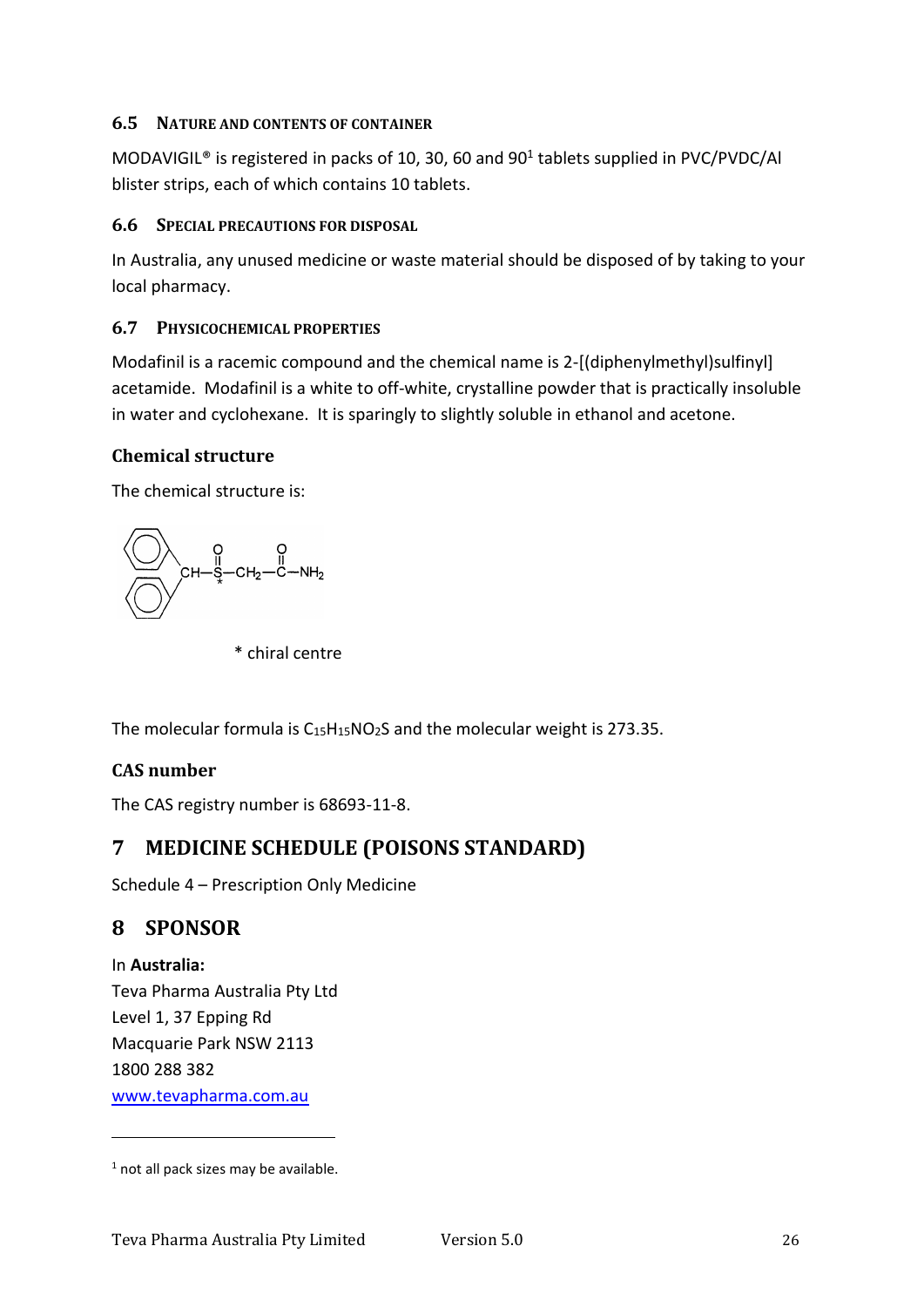### 6.5 NATURE AND CONTENTS OF CONTAINER

MODAVIGIL® is registered in packs of 10, 30, 60 and 90[1] tablets supplied in PVC/PVDC/Al blister strips, each of which contains 10 tablets.

### 6.6 SPECIAL PRECAUTIONS FOR DISPOSAL

In Australia, any unused medicine or waste material should be disposed of by taking to your local pharmacy.

### 6.7 PHYSICOCHEMICAL PROPERTIES

Modafinil is a racemic compound and the chemical name is 2-[(diphenylmethyl)sulfinyl] acetamide. Modafinil is a white to off-white, crystalline powder that is practically insoluble in water and cyclohexane. It is sparingly to slightly soluble in ethanol and acetone.

#### Chemical structure

The chemical structure is:

$(C_6H_5)_2CH-\overset{O}{\overset{\|}{S^*}}-CH_2-\overset{O}{\overset{\|}{C}}-NH_2$

\* chiral centre

The molecular formula is $C_{15}H_{15}NO_2S$ and the molecular weight is 273.35.

#### CAS number

The CAS registry number is 68693-11-8.

## 7 MEDICINE SCHEDULE (POISONS STANDARD)

Schedule 4 – Prescription Only Medicine

## 8 SPONSOR

In **Australia:**
Teva Pharma Australia Pty Ltd
Level 1, 37 Epping Rd
Macquarie Park NSW 2113
1800 288 382
www.tevapharma.com.au

---

[1] not all pack sizes may be available.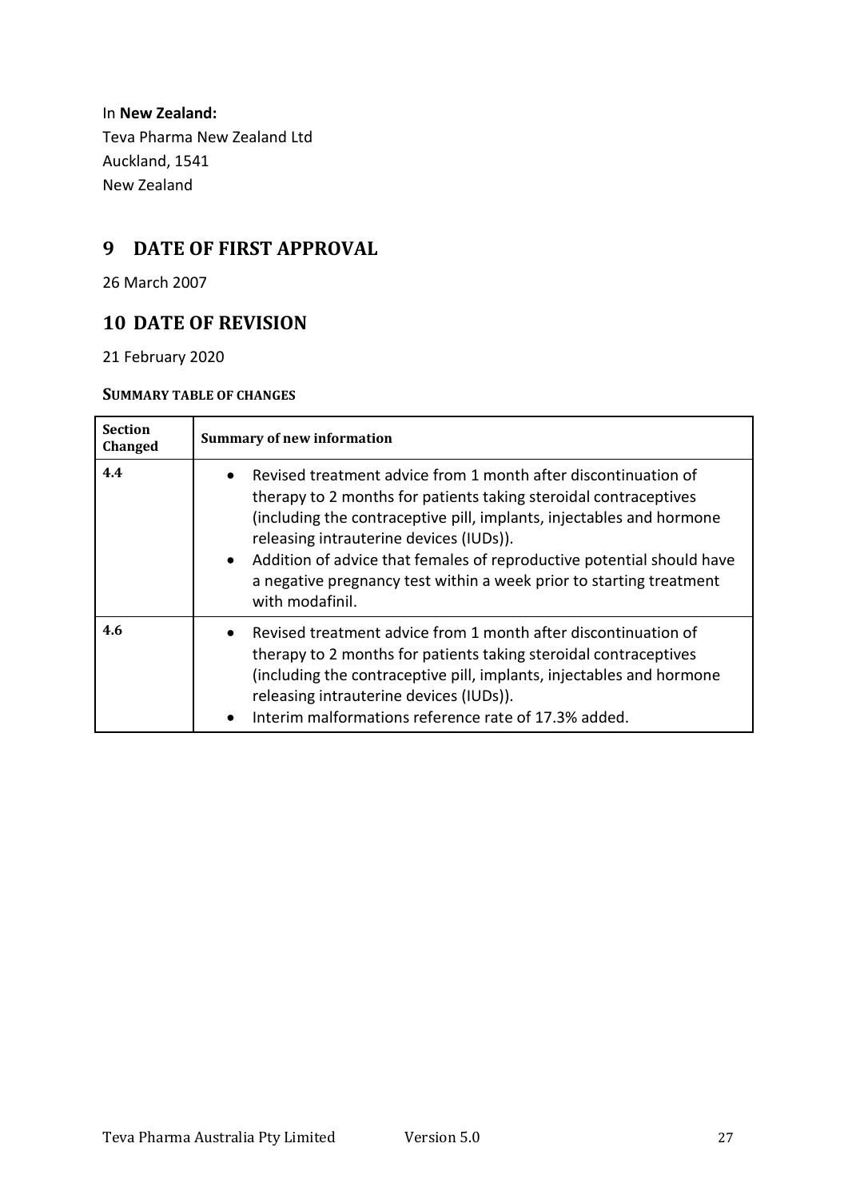In **New Zealand:**
Teva Pharma New Zealand Ltd
Auckland, 1541
New Zealand

## 9 DATE OF FIRST APPROVAL

26 March 2007

## 10 DATE OF REVISION

21 February 2020

**SUMMARY TABLE OF CHANGES**

| Section Changed | Summary of new information |
|---|---|
| 4.4 | • Revised treatment advice from 1 month after discontinuation of therapy to 2 months for patients taking steroidal contraceptives (including the contraceptive pill, implants, injectables and hormone releasing intrauterine devices (IUDs)).<br>• Addition of advice that females of reproductive potential should have a negative pregnancy test within a week prior to starting treatment with modafinil. |
| 4.6 | • Revised treatment advice from 1 month after discontinuation of therapy to 2 months for patients taking steroidal contraceptives (including the contraceptive pill, implants, injectables and hormone releasing intrauterine devices (IUDs)).<br>• Interim malformations reference rate of 17.3% added. |